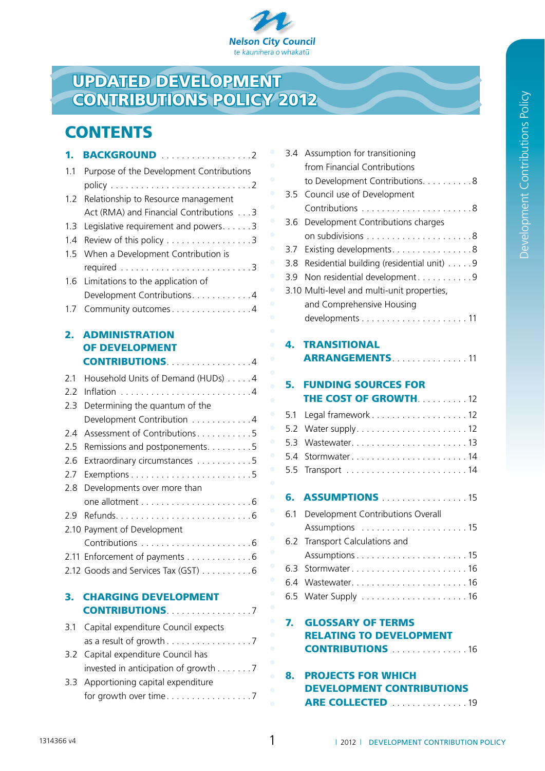Nelson City Council

te kaunihera o whakatū

# UPDATED DEVELOPMENT CONTRIBUTIONS POLICY 2012

## CONTENTS

**1. BACKGROUND** ..... 2

1.1 Purpose of the Development Contributions policy ..... 2

1.2 Relationship to Resource management Act (RMA) and Financial Contributions ..... 3

1.3 Legislative requirement and powers ..... 3

1.4 Review of this policy ..... 3

1.5 When a Development Contribution is required ..... 3

1.6 Limitations to the application of Development Contributions ..... 4

1.7 Community outcomes ..... 4

**2. ADMINISTRATION OF DEVELOPMENT CONTRIBUTIONS** ..... 4

2.1 Household Units of Demand (HUDs) ..... 4

2.2 Inflation ..... 4

2.3 Determining the quantum of the Development Contribution ..... 4

2.4 Assessment of Contributions ..... 5

2.5 Remissions and postponements ..... 5

2.6 Extraordinary circumstances ..... 5

2.7 Exemptions ..... 5

2.8 Developments over more than one allotment ..... 6

2.9 Refunds ..... 6

2.10 Payment of Development Contributions ..... 6

2.11 Enforcement of payments ..... 6

2.12 Goods and Services Tax (GST) ..... 6

**3. CHARGING DEVELOPMENT CONTRIBUTIONS** ..... 7

3.1 Capital expenditure Council expects as a result of growth ..... 7

3.2 Capital expenditure Council has invested in anticipation of growth ..... 7

3.3 Apportioning capital expenditure for growth over time ..... 7

3.4 Assumption for transitioning from Financial Contributions to Development Contributions ..... 8

3.5 Council use of Development Contributions ..... 8

3.6 Development Contributions charges on subdivisions ..... 8

3.7 Existing developments ..... 8

3.8 Residential building (residential unit) ..... 9

3.9 Non residential development ..... 9

3.10 Multi-level and multi-unit properties, and Comprehensive Housing developments ..... 11

**4. TRANSITIONAL ARRANGEMENTS** ..... 11

**5. FUNDING SOURCES FOR THE COST OF GROWTH** ..... 12

5.1 Legal framework ..... 12

5.2 Water supply ..... 12

5.3 Wastewater ..... 13

5.4 Stormwater ..... 14

5.5 Transport ..... 14

**6. ASSUMPTIONS** ..... 15

6.1 Development Contributions Overall Assumptions ..... 15

6.2 Transport Calculations and Assumptions ..... 15

6.3 Stormwater ..... 16

6.4 Wastewater ..... 16

6.5 Water Supply ..... 16

**7. GLOSSARY OF TERMS RELATING TO DEVELOPMENT CONTRIBUTIONS** ..... 16

**8. PROJECTS FOR WHICH DEVELOPMENT CONTRIBUTIONS ARE COLLECTED** ..... 19

1314366 v4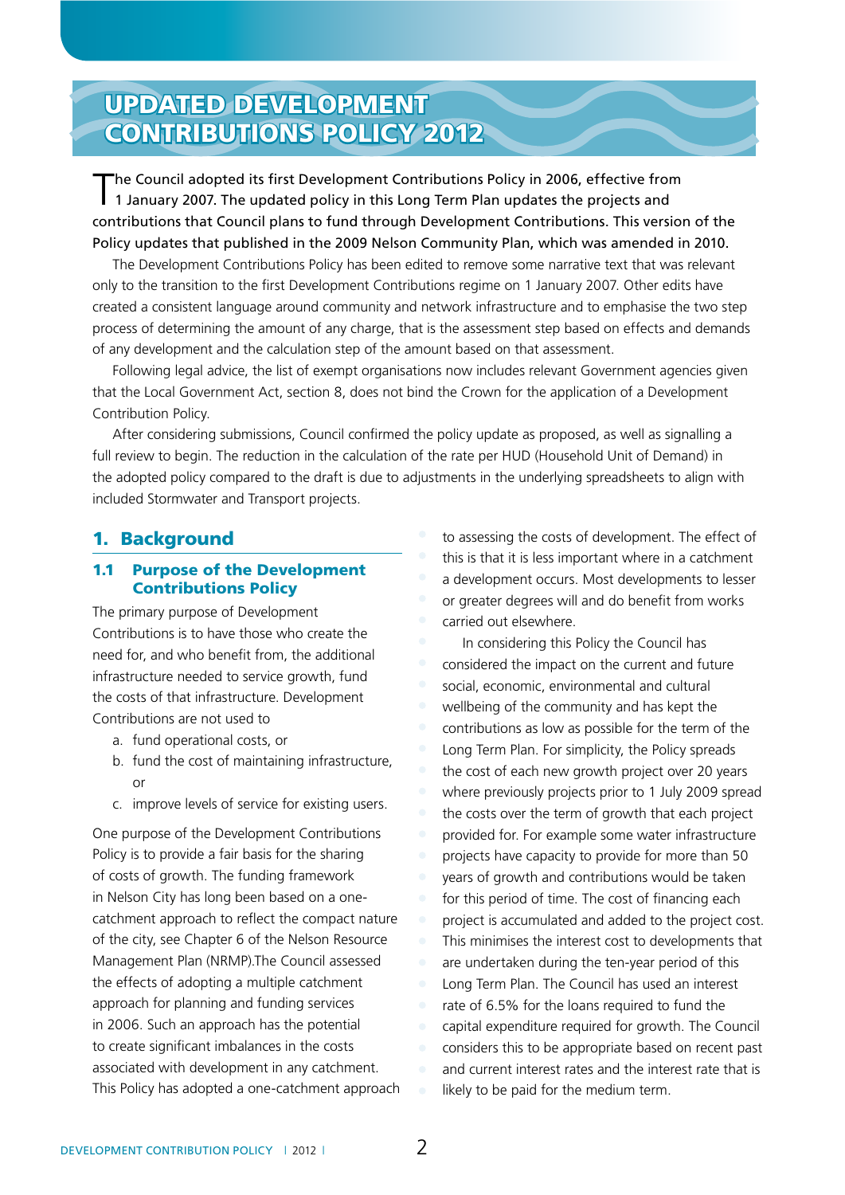# UPDATED DEVELOPMENT CONTRIBUTIONS POLICY 2012

**The Council adopted its first Development Contributions Policy in 2006, effective from 1 January 2007. The updated policy in this Long Term Plan updates the projects and contributions that Council plans to fund through Development Contributions. This version of the Policy updates that published in the 2009 Nelson Community Plan, which was amended in 2010.**

The Development Contributions Policy has been edited to remove some narrative text that was relevant only to the transition to the first Development Contributions regime on 1 January 2007. Other edits have created a consistent language around community and network infrastructure and to emphasise the two step process of determining the amount of any charge, that is the assessment step based on effects and demands of any development and the calculation step of the amount based on that assessment.

Following legal advice, the list of exempt organisations now includes relevant Government agencies given that the Local Government Act, section 8, does not bind the Crown for the application of a Development Contribution Policy.

After considering submissions, Council confirmed the policy update as proposed, as well as signalling a full review to begin. The reduction in the calculation of the rate per HUD (Household Unit of Demand) in the adopted policy compared to the draft is due to adjustments in the underlying spreadsheets to align with included Stormwater and Transport projects.

## 1. Background

### 1.1 Purpose of the Development Contributions Policy

The primary purpose of Development Contributions is to have those who create the need for, and who benefit from, the additional infrastructure needed to service growth, fund the costs of that infrastructure. Development Contributions are not used to

a. fund operational costs, or
b. fund the cost of maintaining infrastructure, or
c. improve levels of service for existing users.

One purpose of the Development Contributions Policy is to provide a fair basis for the sharing of costs of growth. The funding framework in Nelson City has long been based on a one-catchment approach to reflect the compact nature of the city, see Chapter 6 of the Nelson Resource Management Plan (NRMP).The Council assessed the effects of adopting a multiple catchment approach for planning and funding services in 2006. Such an approach has the potential to create significant imbalances in the costs associated with development in any catchment. This Policy has adopted a one-catchment approach to assessing the costs of development. The effect of this is that it is less important where in a catchment a development occurs. Most developments to lesser or greater degrees will and do benefit from works carried out elsewhere.

In considering this Policy the Council has considered the impact on the current and future social, economic, environmental and cultural wellbeing of the community and has kept the contributions as low as possible for the term of the Long Term Plan. For simplicity, the Policy spreads the cost of each new growth project over 20 years where previously projects prior to 1 July 2009 spread the costs over the term of growth that each project provided for. For example some water infrastructure projects have capacity to provide for more than 50 years of growth and contributions would be taken for this period of time. The cost of financing each project is accumulated and added to the project cost. This minimises the interest cost to developments that are undertaken during the ten-year period of this Long Term Plan. The Council has used an interest rate of 6.5% for the loans required to fund the capital expenditure required for growth. The Council considers this to be appropriate based on recent past and current interest rates and the interest rate that is likely to be paid for the medium term.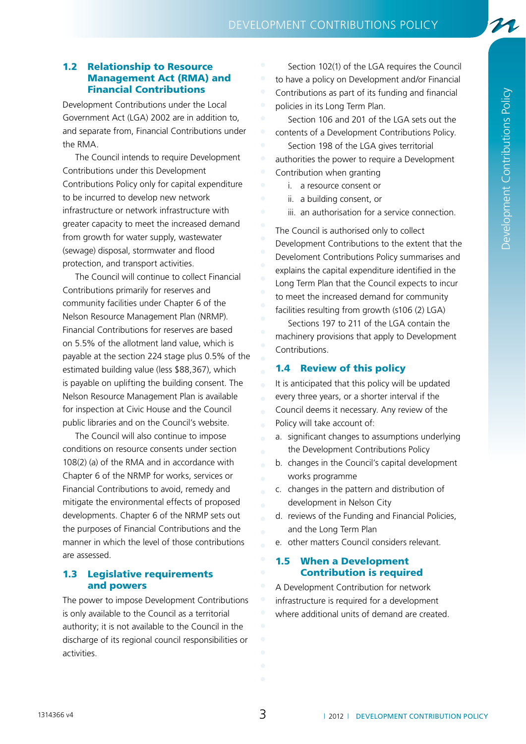## 1.2 Relationship to Resource Management Act (RMA) and Financial Contributions

Development Contributions under the Local Government Act (LGA) 2002 are in addition to, and separate from, Financial Contributions under the RMA.

The Council intends to require Development Contributions under this Development Contributions Policy only for capital expenditure to be incurred to develop new network infrastructure or network infrastructure with greater capacity to meet the increased demand from growth for water supply, wastewater (sewage) disposal, stormwater and flood protection, and transport activities.

The Council will continue to collect Financial Contributions primarily for reserves and community facilities under Chapter 6 of the Nelson Resource Management Plan (NRMP). Financial Contributions for reserves are based on 5.5% of the allotment land value, which is payable at the section 224 stage plus 0.5% of the estimated building value (less $88,367), which is payable on uplifting the building consent. The Nelson Resource Management Plan is available for inspection at Civic House and the Council public libraries and on the Council's website.

The Council will also continue to impose conditions on resource consents under section 108(2) (a) of the RMA and in accordance with Chapter 6 of the NRMP for works, services or Financial Contributions to avoid, remedy and mitigate the environmental effects of proposed developments. Chapter 6 of the NRMP sets out the purposes of Financial Contributions and the manner in which the level of those contributions are assessed.

## 1.3 Legislative requirements and powers

The power to impose Development Contributions is only available to the Council as a territorial authority; it is not available to the Council in the discharge of its regional council responsibilities or activities.

Section 102(1) of the LGA requires the Council to have a policy on Development and/or Financial Contributions as part of its funding and financial policies in its Long Term Plan.

Section 106 and 201 of the LGA sets out the contents of a Development Contributions Policy.

Section 198 of the LGA gives territorial authorities the power to require a Development Contribution when granting

i. a resource consent or
ii. a building consent, or
iii. an authorisation for a service connection.

The Council is authorised only to collect Development Contributions to the extent that the Develoment Contributions Policy summarises and explains the capital expenditure identified in the Long Term Plan that the Council expects to incur to meet the increased demand for community facilities resulting from growth (s106 (2) LGA)

Sections 197 to 211 of the LGA contain the machinery provisions that apply to Development Contributions.

## 1.4 Review of this policy

It is anticipated that this policy will be updated every three years, or a shorter interval if the Council deems it necessary. Any review of the Policy will take account of:

a. significant changes to assumptions underlying the Development Contributions Policy
b. changes in the Council's capital development works programme
c. changes in the pattern and distribution of development in Nelson City
d. reviews of the Funding and Financial Policies, and the Long Term Plan
e. other matters Council considers relevant.

## 1.5 When a Development Contribution is required

A Development Contribution for network infrastructure is required for a development where additional units of demand are created.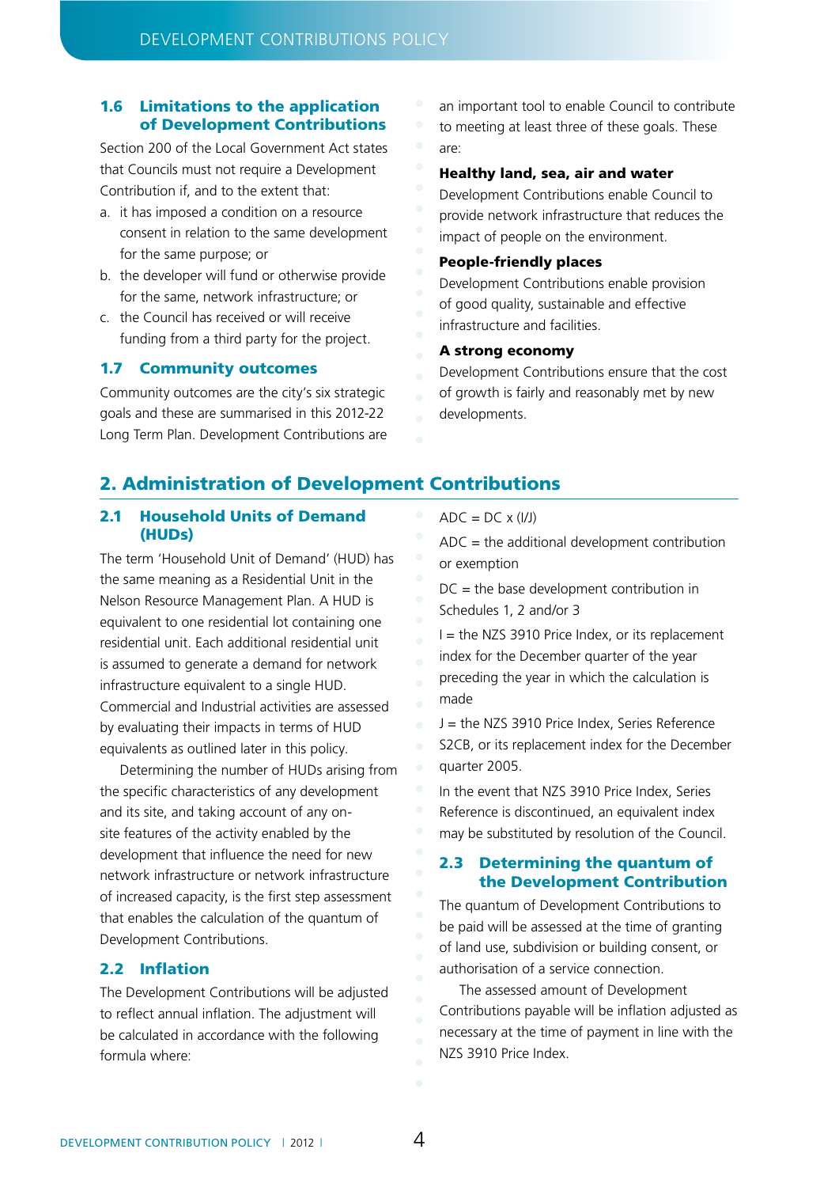### 1.6 Limitations to the application of Development Contributions

Section 200 of the Local Government Act states that Councils must not require a Development Contribution if, and to the extent that:

a. it has imposed a condition on a resource consent in relation to the same development for the same purpose; or
b. the developer will fund or otherwise provide for the same, network infrastructure; or
c. the Council has received or will receive funding from a third party for the project.

### 1.7 Community outcomes

Community outcomes are the city's six strategic goals and these are summarised in this 2012-22 Long Term Plan. Development Contributions are an important tool to enable Council to contribute to meeting at least three of these goals. These are:

**Healthy land, sea, air and water**

Development Contributions enable Council to provide network infrastructure that reduces the impact of people on the environment.

**People-friendly places**

Development Contributions enable provision of good quality, sustainable and effective infrastructure and facilities.

**A strong economy**

Development Contributions ensure that the cost of growth is fairly and reasonably met by new developments.

## 2. Administration of Development Contributions

### 2.1 Household Units of Demand (HUDs)

The term 'Household Unit of Demand' (HUD) has the same meaning as a Residential Unit in the Nelson Resource Management Plan. A HUD is equivalent to one residential lot containing one residential unit. Each additional residential unit is assumed to generate a demand for network infrastructure equivalent to a single HUD. Commercial and Industrial activities are assessed by evaluating their impacts in terms of HUD equivalents as outlined later in this policy.

Determining the number of HUDs arising from the specific characteristics of any development and its site, and taking account of any on-site features of the activity enabled by the development that influence the need for new network infrastructure or network infrastructure of increased capacity, is the first step assessment that enables the calculation of the quantum of Development Contributions.

### 2.2 Inflation

The Development Contributions will be adjusted to reflect annual inflation. The adjustment will be calculated in accordance with the following formula where:

$ADC = DC \times (I/J)$

ADC = the additional development contribution or exemption

DC = the base development contribution in Schedules 1, 2 and/or 3

I = the NZS 3910 Price Index, or its replacement index for the December quarter of the year preceding the year in which the calculation is made

J = the NZS 3910 Price Index, Series Reference S2CB, or its replacement index for the December quarter 2005.

In the event that NZS 3910 Price Index, Series Reference is discontinued, an equivalent index may be substituted by resolution of the Council.

### 2.3 Determining the quantum of the Development Contribution

The quantum of Development Contributions to be paid will be assessed at the time of granting of land use, subdivision or building consent, or authorisation of a service connection.

The assessed amount of Development Contributions payable will be inflation adjusted as necessary at the time of payment in line with the NZS 3910 Price Index.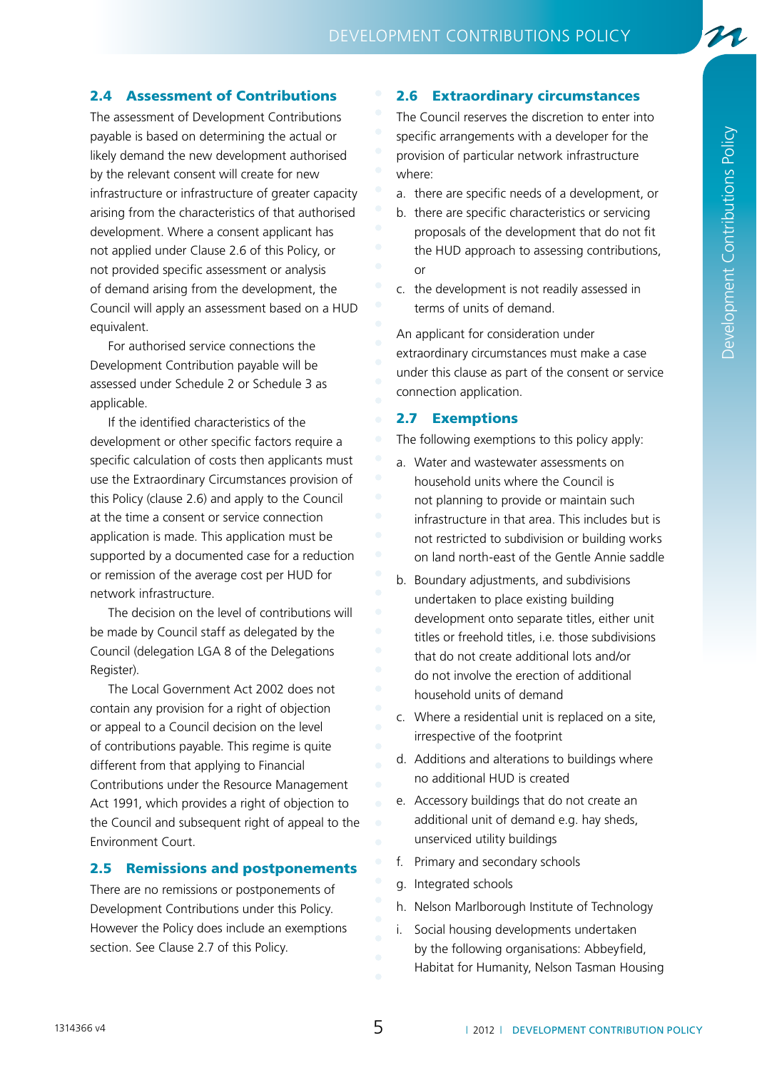## 2.4 Assessment of Contributions

The assessment of Development Contributions payable is based on determining the actual or likely demand the new development authorised by the relevant consent will create for new infrastructure or infrastructure of greater capacity arising from the characteristics of that authorised development. Where a consent applicant has not applied under Clause 2.6 of this Policy, or not provided specific assessment or analysis of demand arising from the development, the Council will apply an assessment based on a HUD equivalent.

For authorised service connections the Development Contribution payable will be assessed under Schedule 2 or Schedule 3 as applicable.

If the identified characteristics of the development or other specific factors require a specific calculation of costs then applicants must use the Extraordinary Circumstances provision of this Policy (clause 2.6) and apply to the Council at the time a consent or service connection application is made. This application must be supported by a documented case for a reduction or remission of the average cost per HUD for network infrastructure.

The decision on the level of contributions will be made by Council staff as delegated by the Council (delegation LGA 8 of the Delegations Register).

The Local Government Act 2002 does not contain any provision for a right of objection or appeal to a Council decision on the level of contributions payable. This regime is quite different from that applying to Financial Contributions under the Resource Management Act 1991, which provides a right of objection to the Council and subsequent right of appeal to the Environment Court.

## 2.5 Remissions and postponements

There are no remissions or postponements of Development Contributions under this Policy. However the Policy does include an exemptions section. See Clause 2.7 of this Policy.

## 2.6 Extraordinary circumstances

The Council reserves the discretion to enter into specific arrangements with a developer for the provision of particular network infrastructure where:

a. there are specific needs of a development, or
b. there are specific characteristics or servicing proposals of the development that do not fit the HUD approach to assessing contributions, or
c. the development is not readily assessed in terms of units of demand.

An applicant for consideration under extraordinary circumstances must make a case under this clause as part of the consent or service connection application.

## 2.7 Exemptions

The following exemptions to this policy apply:

a. Water and wastewater assessments on household units where the Council is not planning to provide or maintain such infrastructure in that area. This includes but is not restricted to subdivision or building works on land north-east of the Gentle Annie saddle
b. Boundary adjustments, and subdivisions undertaken to place existing building development onto separate titles, either unit titles or freehold titles, i.e. those subdivisions that do not create additional lots and/or do not involve the erection of additional household units of demand
c. Where a residential unit is replaced on a site, irrespective of the footprint
d. Additions and alterations to buildings where no additional HUD is created
e. Accessory buildings that do not create an additional unit of demand e.g. hay sheds, unserviced utility buildings
f. Primary and secondary schools
g. Integrated schools
h. Nelson Marlborough Institute of Technology
i. Social housing developments undertaken by the following organisations: Abbeyfield, Habitat for Humanity, Nelson Tasman Housing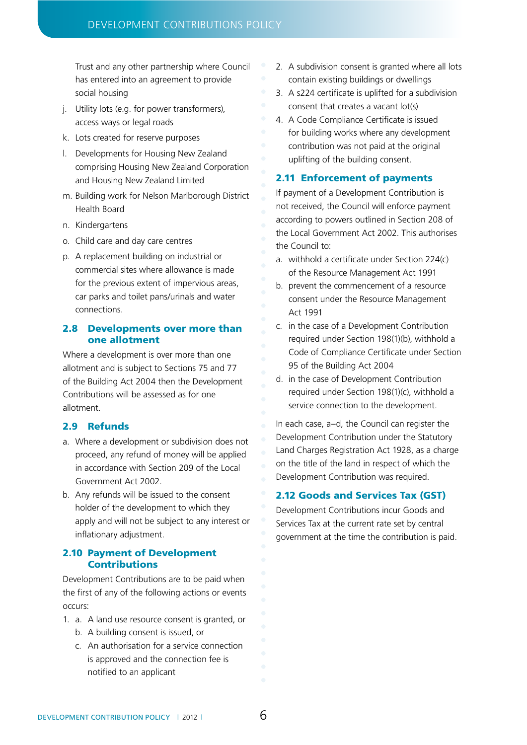Trust and any other partnership where Council has entered into an agreement to provide social housing

j. Utility lots (e.g. for power transformers), access ways or legal roads
k. Lots created for reserve purposes
l. Developments for Housing New Zealand comprising Housing New Zealand Corporation and Housing New Zealand Limited
m. Building work for Nelson Marlborough District Health Board
n. Kindergartens
o. Child care and day care centres
p. A replacement building on industrial or commercial sites where allowance is made for the previous extent of impervious areas, car parks and toilet pans/urinals and water connections.

## 2.8 Developments over more than one allotment

Where a development is over more than one allotment and is subject to Sections 75 and 77 of the Building Act 2004 then the Development Contributions will be assessed as for one allotment.

## 2.9 Refunds

a. Where a development or subdivision does not proceed, any refund of money will be applied in accordance with Section 209 of the Local Government Act 2002.
b. Any refunds will be issued to the consent holder of the development to which they apply and will not be subject to any interest or inflationary adjustment.

## 2.10 Payment of Development Contributions

Development Contributions are to be paid when the first of any of the following actions or events occurs:

1. a. A land use resource consent is granted, or
   b. A building consent is issued, or
   c. An authorisation for a service connection is approved and the connection fee is notified to an applicant
2. A subdivision consent is granted where all lots contain existing buildings or dwellings
3. A s224 certificate is uplifted for a subdivision consent that creates a vacant lot(s)
4. A Code Compliance Certificate is issued for building works where any development contribution was not paid at the original uplifting of the building consent.

## 2.11 Enforcement of payments

If payment of a Development Contribution is not received, the Council will enforce payment according to powers outlined in Section 208 of the Local Government Act 2002. This authorises the Council to:

a. withhold a certificate under Section 224(c) of the Resource Management Act 1991
b. prevent the commencement of a resource consent under the Resource Management Act 1991
c. in the case of a Development Contribution required under Section 198(1)(b), withhold a Code of Compliance Certificate under Section 95 of the Building Act 2004
d. in the case of Development Contribution required under Section 198(1)(c), withhold a service connection to the development.

In each case, a–d, the Council can register the Development Contribution under the Statutory Land Charges Registration Act 1928, as a charge on the title of the land in respect of which the Development Contribution was required.

## 2.12 Goods and Services Tax (GST)

Development Contributions incur Goods and Services Tax at the current rate set by central government at the time the contribution is paid.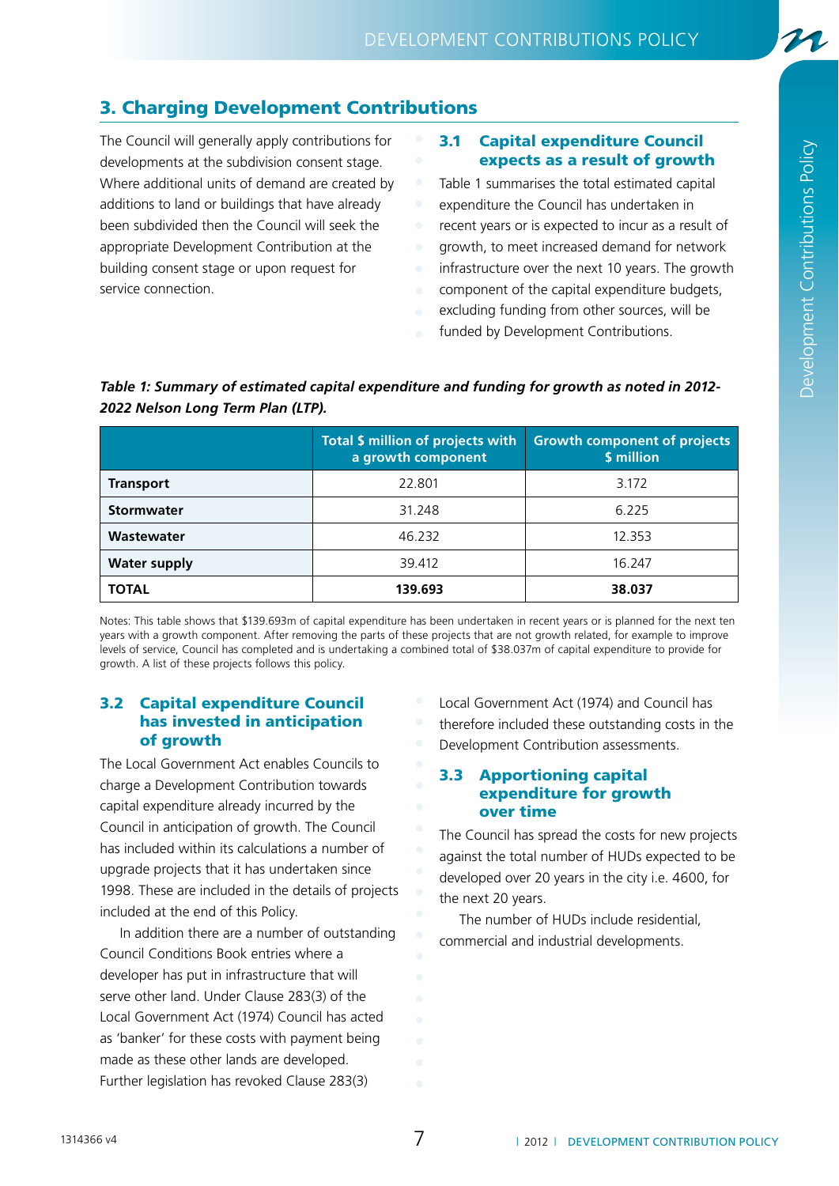## 3. Charging Development Contributions

The Council will generally apply contributions for developments at the subdivision consent stage. Where additional units of demand are created by additions to land or buildings that have already been subdivided then the Council will seek the appropriate Development Contribution at the building consent stage or upon request for service connection.

### 3.1 Capital expenditure Council expects as a result of growth

Table 1 summarises the total estimated capital expenditure the Council has undertaken in recent years or is expected to incur as a result of growth, to meet increased demand for network infrastructure over the next 10 years. The growth component of the capital expenditure budgets, excluding funding from other sources, will be funded by Development Contributions.

***Table 1: Summary of estimated capital expenditure and funding for growth as noted in 2012-2022 Nelson Long Term Plan (LTP).***

| | Total $ million of projects with a growth component | Growth component of projects $ million |
|---|---|---|
| **Transport** | 22.801 | 3.172 |
| **Stormwater** | 31.248 | 6.225 |
| **Wastewater** | 46.232 | 12.353 |
| **Water supply** | 39.412 | 16.247 |
| **TOTAL** | **139.693** | **38.037** |

Notes: This table shows that $139.693m of capital expenditure has been undertaken in recent years or is planned for the next ten years with a growth component. After removing the parts of these projects that are not growth related, for example to improve levels of service, Council has completed and is undertaking a combined total of $38.037m of capital expenditure to provide for growth. A list of these projects follows this policy.

### 3.2 Capital expenditure Council has invested in anticipation of growth

The Local Government Act enables Councils to charge a Development Contribution towards capital expenditure already incurred by the Council in anticipation of growth. The Council has included within its calculations a number of upgrade projects that it has undertaken since 1998. These are included in the details of projects included at the end of this Policy.

In addition there are a number of outstanding Council Conditions Book entries where a developer has put in infrastructure that will serve other land. Under Clause 283(3) of the Local Government Act (1974) Council has acted as 'banker' for these costs with payment being made as these other lands are developed. Further legislation has revoked Clause 283(3) Local Government Act (1974) and Council has therefore included these outstanding costs in the Development Contribution assessments.

### 3.3 Apportioning capital expenditure for growth over time

The Council has spread the costs for new projects against the total number of HUDs expected to be developed over 20 years in the city i.e. 4600, for the next 20 years.

The number of HUDs include residential, commercial and industrial developments.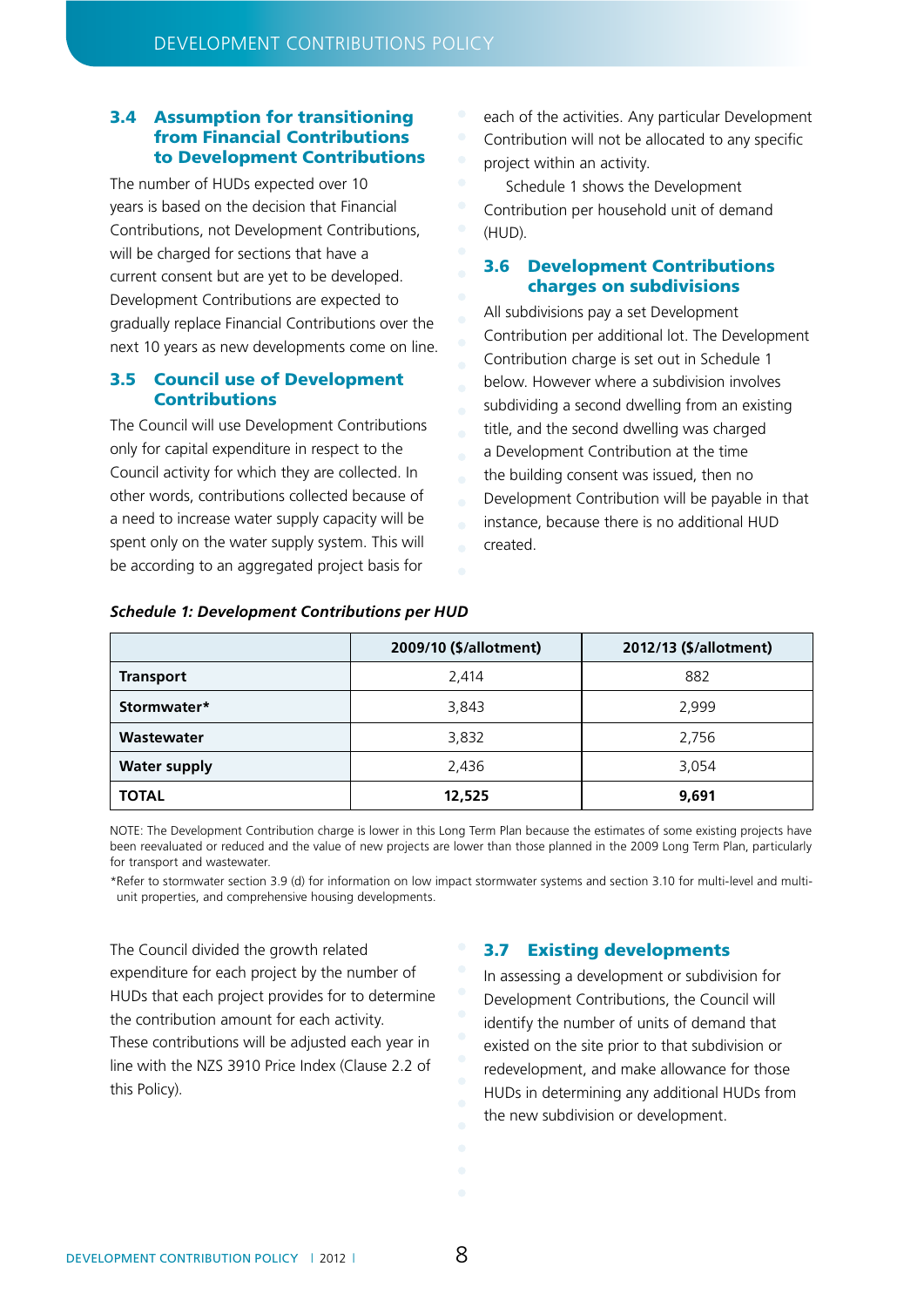### 3.4 Assumption for transitioning from Financial Contributions to Development Contributions

The number of HUDs expected over 10 years is based on the decision that Financial Contributions, not Development Contributions, will be charged for sections that have a current consent but are yet to be developed. Development Contributions are expected to gradually replace Financial Contributions over the next 10 years as new developments come on line.

### 3.5 Council use of Development Contributions

The Council will use Development Contributions only for capital expenditure in respect to the Council activity for which they are collected. In other words, contributions collected because of a need to increase water supply capacity will be spent only on the water supply system. This will be according to an aggregated project basis for each of the activities. Any particular Development Contribution will not be allocated to any specific project within an activity.

Schedule 1 shows the Development Contribution per household unit of demand (HUD).

### 3.6 Development Contributions charges on subdivisions

All subdivisions pay a set Development Contribution per additional lot. The Development Contribution charge is set out in Schedule 1 below. However where a subdivision involves subdividing a second dwelling from an existing title, and the second dwelling was charged a Development Contribution at the time the building consent was issued, then no Development Contribution will be payable in that instance, because there is no additional HUD created.

***Schedule 1: Development Contributions per HUD***

| | 2009/10 ($/allotment) | 2012/13 ($/allotment) |
|---|---|---|
| **Transport** | 2,414 | 882 |
| **Stormwater*** | 3,843 | 2,999 |
| **Wastewater** | 3,832 | 2,756 |
| **Water supply** | 2,436 | 3,054 |
| **TOTAL** | **12,525** | **9,691** |

NOTE: The Development Contribution charge is lower in this Long Term Plan because the estimates of some existing projects have been reevaluated or reduced and the value of new projects are lower than those planned in the 2009 Long Term Plan, particularly for transport and wastewater.

*Refer to stormwater section 3.9 (d) for information on low impact stormwater systems and section 3.10 for multi-level and multi-unit properties, and comprehensive housing developments.

The Council divided the growth related expenditure for each project by the number of HUDs that each project provides for to determine the contribution amount for each activity. These contributions will be adjusted each year in line with the NZS 3910 Price Index (Clause 2.2 of this Policy).

### 3.7 Existing developments

In assessing a development or subdivision for Development Contributions, the Council will identify the number of units of demand that existed on the site prior to that subdivision or redevelopment, and make allowance for those HUDs in determining any additional HUDs from the new subdivision or development.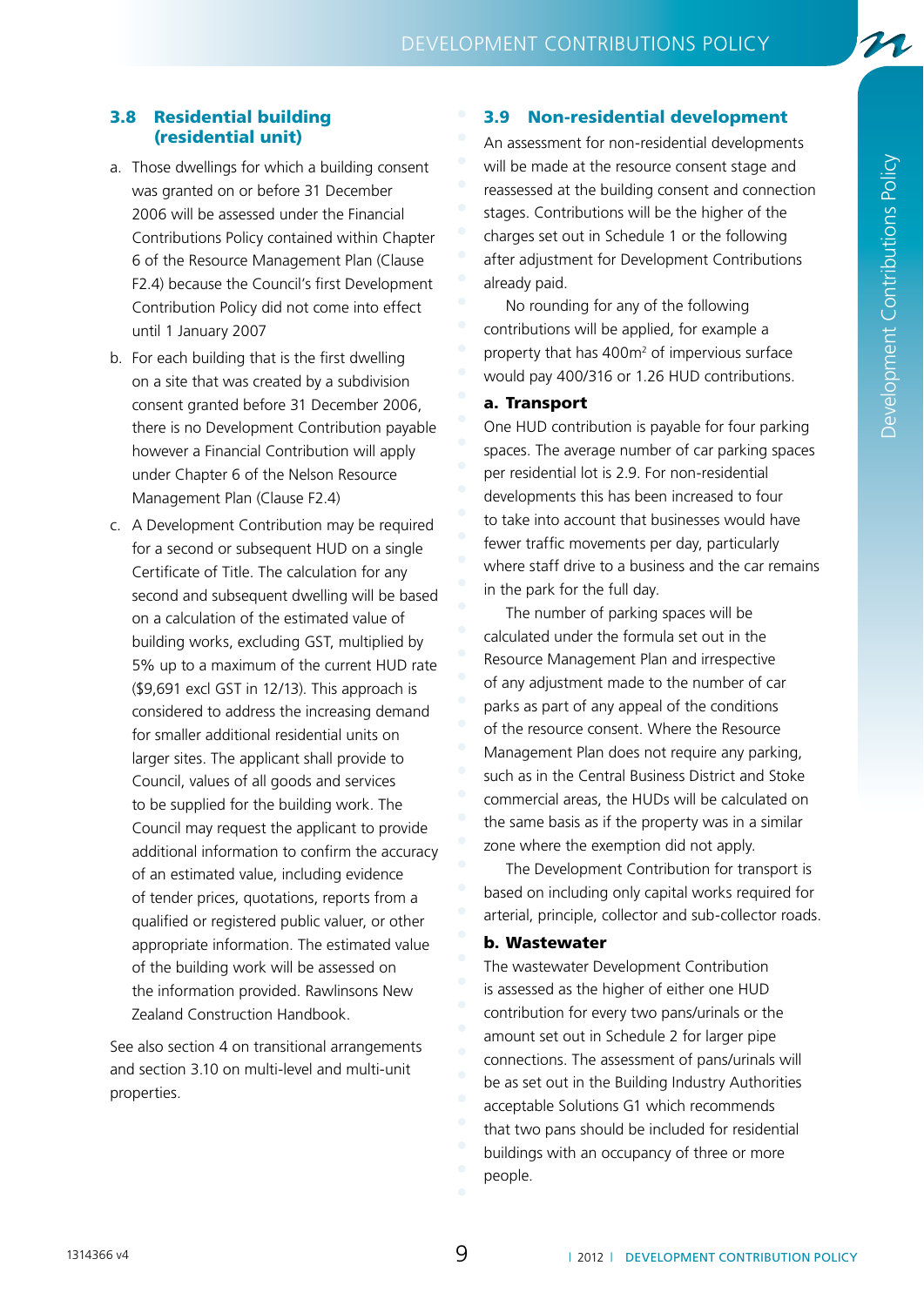### 3.8 Residential building (residential unit)

a. Those dwellings for which a building consent was granted on or before 31 December 2006 will be assessed under the Financial Contributions Policy contained within Chapter 6 of the Resource Management Plan (Clause F2.4) because the Council's first Development Contribution Policy did not come into effect until 1 January 2007

b. For each building that is the first dwelling on a site that was created by a subdivision consent granted before 31 December 2006, there is no Development Contribution payable however a Financial Contribution will apply under Chapter 6 of the Nelson Resource Management Plan (Clause F2.4)

c. A Development Contribution may be required for a second or subsequent HUD on a single Certificate of Title. The calculation for any second and subsequent dwelling will be based on a calculation of the estimated value of building works, excluding GST, multiplied by 5% up to a maximum of the current HUD rate ($9,691 excl GST in 12/13). This approach is considered to address the increasing demand for smaller additional residential units on larger sites. The applicant shall provide to Council, values of all goods and services to be supplied for the building work. The Council may request the applicant to provide additional information to confirm the accuracy of an estimated value, including evidence of tender prices, quotations, reports from a qualified or registered public valuer, or other appropriate information. The estimated value of the building work will be assessed on the information provided. Rawlinsons New Zealand Construction Handbook.

See also section 4 on transitional arrangements and section 3.10 on multi-level and multi-unit properties.

### 3.9 Non-residential development

An assessment for non-residential developments will be made at the resource consent stage and reassessed at the building consent and connection stages. Contributions will be the higher of the charges set out in Schedule 1 or the following after adjustment for Development Contributions already paid.

No rounding for any of the following contributions will be applied, for example a property that has 400m² of impervious surface would pay 400/316 or 1.26 HUD contributions.

**a. Transport**

One HUD contribution is payable for four parking spaces. The average number of car parking spaces per residential lot is 2.9. For non-residential developments this has been increased to four to take into account that businesses would have fewer traffic movements per day, particularly where staff drive to a business and the car remains in the park for the full day.

The number of parking spaces will be calculated under the formula set out in the Resource Management Plan and irrespective of any adjustment made to the number of car parks as part of any appeal of the conditions of the resource consent. Where the Resource Management Plan does not require any parking, such as in the Central Business District and Stoke commercial areas, the HUDs will be calculated on the same basis as if the property was in a similar zone where the exemption did not apply.

The Development Contribution for transport is based on including only capital works required for arterial, principle, collector and sub-collector roads.

**b. Wastewater**

The wastewater Development Contribution is assessed as the higher of either one HUD contribution for every two pans/urinals or the amount set out in Schedule 2 for larger pipe connections. The assessment of pans/urinals will be as set out in the Building Industry Authorities acceptable Solutions G1 which recommends that two pans should be included for residential buildings with an occupancy of three or more people.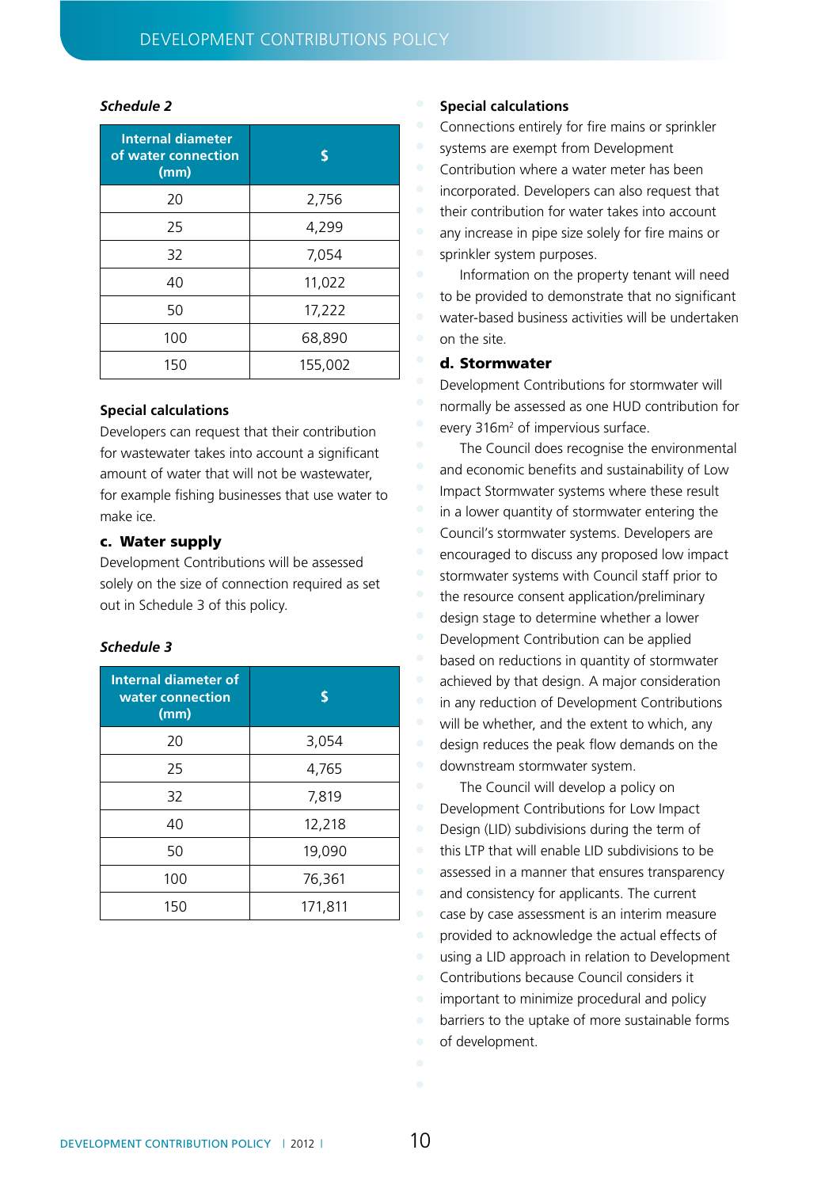*Schedule 2*

| Internal diameter of water connection (mm) | $ |
|---|---|
| 20 | 2,756 |
| 25 | 4,299 |
| 32 | 7,054 |
| 40 | 11,022 |
| 50 | 17,222 |
| 100 | 68,890 |
| 150 | 155,002 |

**Special calculations**

Developers can request that their contribution for wastewater takes into account a significant amount of water that will not be wastewater, for example fishing businesses that use water to make ice.

### c. Water supply

Development Contributions will be assessed solely on the size of connection required as set out in Schedule 3 of this policy.

*Schedule 3*

| Internal diameter of water connection (mm) | $ |
|---|---|
| 20 | 3,054 |
| 25 | 4,765 |
| 32 | 7,819 |
| 40 | 12,218 |
| 50 | 19,090 |
| 100 | 76,361 |
| 150 | 171,811 |

**Special calculations**

Connections entirely for fire mains or sprinkler systems are exempt from Development Contribution where a water meter has been incorporated. Developers can also request that their contribution for water takes into account any increase in pipe size solely for fire mains or sprinkler system purposes.

Information on the property tenant will need to be provided to demonstrate that no significant water-based business activities will be undertaken on the site.

### d. Stormwater

Development Contributions for stormwater will normally be assessed as one HUD contribution for every 316m$^2$ of impervious surface.

The Council does recognise the environmental and economic benefits and sustainability of Low Impact Stormwater systems where these result in a lower quantity of stormwater entering the Council's stormwater systems. Developers are encouraged to discuss any proposed low impact stormwater systems with Council staff prior to the resource consent application/preliminary design stage to determine whether a lower Development Contribution can be applied based on reductions in quantity of stormwater achieved by that design. A major consideration in any reduction of Development Contributions will be whether, and the extent to which, any design reduces the peak flow demands on the downstream stormwater system.

The Council will develop a policy on Development Contributions for Low Impact Design (LID) subdivisions during the term of this LTP that will enable LID subdivisions to be assessed in a manner that ensures transparency and consistency for applicants. The current case by case assessment is an interim measure provided to acknowledge the actual effects of using a LID approach in relation to Development Contributions because Council considers it important to minimize procedural and policy barriers to the uptake of more sustainable forms of development.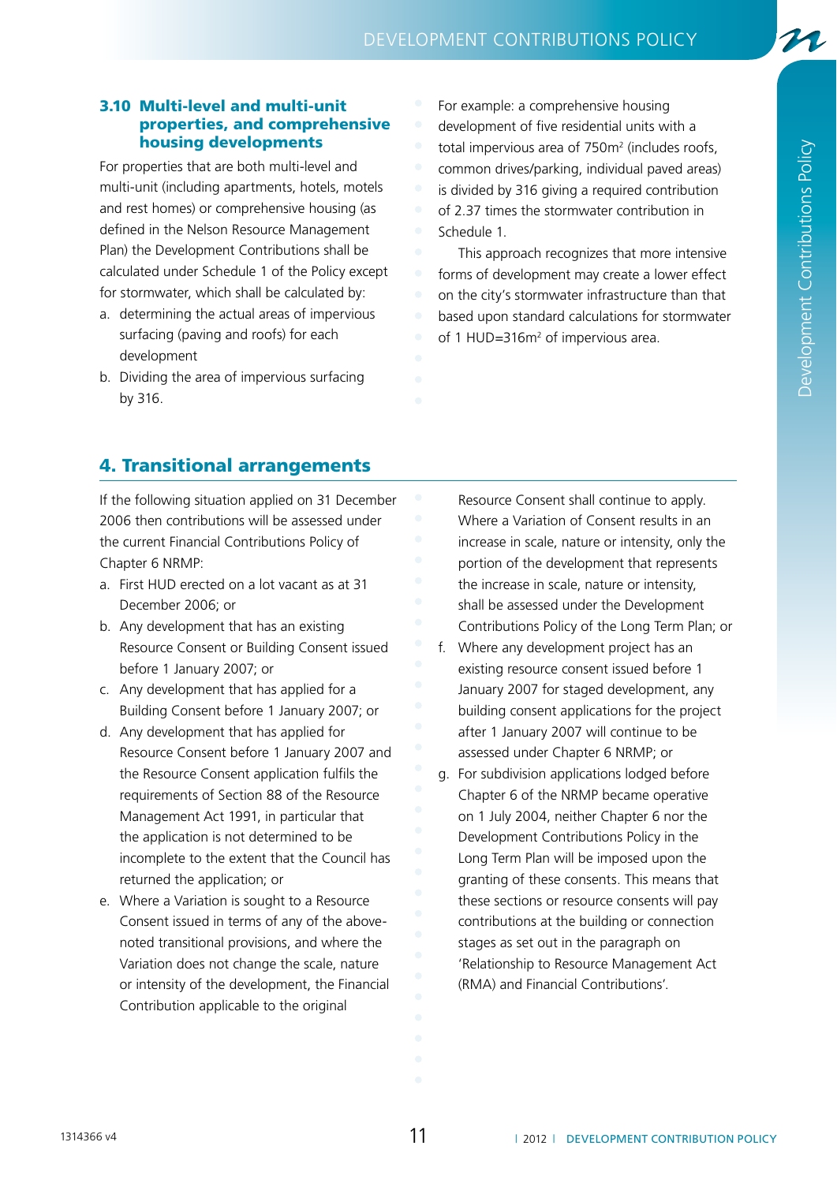### 3.10 Multi-level and multi-unit properties, and comprehensive housing developments

For properties that are both multi-level and multi-unit (including apartments, hotels, motels and rest homes) or comprehensive housing (as defined in the Nelson Resource Management Plan) the Development Contributions shall be calculated under Schedule 1 of the Policy except for stormwater, which shall be calculated by:

a. determining the actual areas of impervious surfacing (paving and roofs) for each development

b. Dividing the area of impervious surfacing by 316.

For example: a comprehensive housing development of five residential units with a total impervious area of 750m$^2$ (includes roofs, common drives/parking, individual paved areas) is divided by 316 giving a required contribution of 2.37 times the stormwater contribution in Schedule 1.

This approach recognizes that more intensive forms of development may create a lower effect on the city's stormwater infrastructure than that based upon standard calculations for stormwater of 1 HUD=316m$^2$ of impervious area.

## 4. Transitional arrangements

If the following situation applied on 31 December 2006 then contributions will be assessed under the current Financial Contributions Policy of Chapter 6 NRMP:

a. First HUD erected on a lot vacant as at 31 December 2006; or

b. Any development that has an existing Resource Consent or Building Consent issued before 1 January 2007; or

c. Any development that has applied for a Building Consent before 1 January 2007; or

d. Any development that has applied for Resource Consent before 1 January 2007 and the Resource Consent application fulfils the requirements of Section 88 of the Resource Management Act 1991, in particular that the application is not determined to be incomplete to the extent that the Council has returned the application; or

e. Where a Variation is sought to a Resource Consent issued in terms of any of the above-noted transitional provisions, and where the Variation does not change the scale, nature or intensity of the development, the Financial Contribution applicable to the original Resource Consent shall continue to apply. Where a Variation of Consent results in an increase in scale, nature or intensity, only the portion of the development that represents the increase in scale, nature or intensity, shall be assessed under the Development Contributions Policy of the Long Term Plan; or

f. Where any development project has an existing resource consent issued before 1 January 2007 for staged development, any building consent applications for the project after 1 January 2007 will continue to be assessed under Chapter 6 NRMP; or

g. For subdivision applications lodged before Chapter 6 of the NRMP became operative on 1 July 2004, neither Chapter 6 nor the Development Contributions Policy in the Long Term Plan will be imposed upon the granting of these consents. This means that these sections or resource consents will pay contributions at the building or connection stages as set out in the paragraph on 'Relationship to Resource Management Act (RMA) and Financial Contributions'.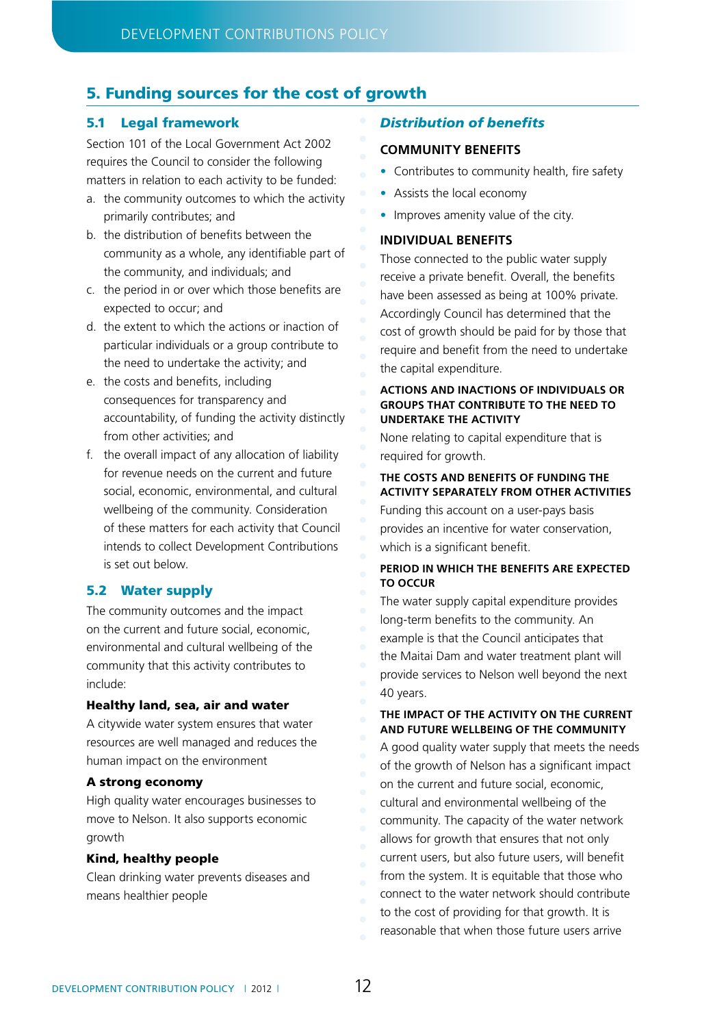## 5. Funding sources for the cost of growth

### 5.1 Legal framework

Section 101 of the Local Government Act 2002 requires the Council to consider the following matters in relation to each activity to be funded:

a. the community outcomes to which the activity primarily contributes; and
b. the distribution of benefits between the community as a whole, any identifiable part of the community, and individuals; and
c. the period in or over which those benefits are expected to occur; and
d. the extent to which the actions or inaction of particular individuals or a group contribute to the need to undertake the activity; and
e. the costs and benefits, including consequences for transparency and accountability, of funding the activity distinctly from other activities; and
f. the overall impact of any allocation of liability for revenue needs on the current and future social, economic, environmental, and cultural wellbeing of the community. Consideration of these matters for each activity that Council intends to collect Development Contributions is set out below.

### 5.2 Water supply

The community outcomes and the impact on the current and future social, economic, environmental and cultural wellbeing of the community that this activity contributes to include:

**Healthy land, sea, air and water**

A citywide water system ensures that water resources are well managed and reduces the human impact on the environment

**A strong economy**

High quality water encourages businesses to move to Nelson. It also supports economic growth

**Kind, healthy people**

Clean drinking water prevents diseases and means healthier people

#### *Distribution of benefits*

**COMMUNITY BENEFITS**

- Contributes to community health, fire safety
- Assists the local economy
- Improves amenity value of the city.

**INDIVIDUAL BENEFITS**

Those connected to the public water supply receive a private benefit. Overall, the benefits have been assessed as being at 100% private. Accordingly Council has determined that the cost of growth should be paid for by those that require and benefit from the need to undertake the capital expenditure.

**ACTIONS AND INACTIONS OF INDIVIDUALS OR GROUPS THAT CONTRIBUTE TO THE NEED TO UNDERTAKE THE ACTIVITY**

None relating to capital expenditure that is required for growth.

**THE COSTS AND BENEFITS OF FUNDING THE ACTIVITY SEPARATELY FROM OTHER ACTIVITIES**

Funding this account on a user-pays basis provides an incentive for water conservation, which is a significant benefit.

**PERIOD IN WHICH THE BENEFITS ARE EXPECTED TO OCCUR**

The water supply capital expenditure provides long-term benefits to the community. An example is that the Council anticipates that the Maitai Dam and water treatment plant will provide services to Nelson well beyond the next 40 years.

**THE IMPACT OF THE ACTIVITY ON THE CURRENT AND FUTURE WELLBEING OF THE COMMUNITY**

A good quality water supply that meets the needs of the growth of Nelson has a significant impact on the current and future social, economic, cultural and environmental wellbeing of the community. The capacity of the water network allows for growth that ensures that not only current users, but also future users, will benefit from the system. It is equitable that those who connect to the water network should contribute to the cost of providing for that growth. It is reasonable that when those future users arrive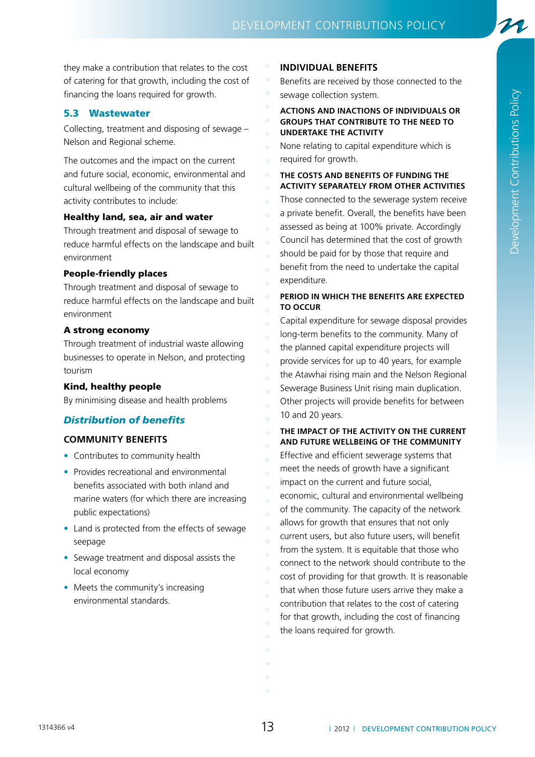they make a contribution that relates to the cost of catering for that growth, including the cost of financing the loans required for growth.

## 5.3 Wastewater

Collecting, treatment and disposing of sewage – Nelson and Regional scheme.

The outcomes and the impact on the current and future social, economic, environmental and cultural wellbeing of the community that this activity contributes to include:

**Healthy land, sea, air and water**

Through treatment and disposal of sewage to reduce harmful effects on the landscape and built environment

**People-friendly places**

Through treatment and disposal of sewage to reduce harmful effects on the landscape and built environment

**A strong economy**

Through treatment of industrial waste allowing businesses to operate in Nelson, and protecting tourism

**Kind, healthy people**

By minimising disease and health problems

### *Distribution of benefits*

#### COMMUNITY BENEFITS

- Contributes to community health
- Provides recreational and environmental benefits associated with both inland and marine waters (for which there are increasing public expectations)
- Land is protected from the effects of sewage seepage
- Sewage treatment and disposal assists the local economy
- Meets the community's increasing environmental standards.

#### INDIVIDUAL BENEFITS

Benefits are received by those connected to the sewage collection system.

#### ACTIONS AND INACTIONS OF INDIVIDUALS OR GROUPS THAT CONTRIBUTE TO THE NEED TO UNDERTAKE THE ACTIVITY

None relating to capital expenditure which is required for growth.

#### THE COSTS AND BENEFITS OF FUNDING THE ACTIVITY SEPARATELY FROM OTHER ACTIVITIES

Those connected to the sewerage system receive a private benefit. Overall, the benefits have been assessed as being at 100% private. Accordingly Council has determined that the cost of growth should be paid for by those that require and benefit from the need to undertake the capital expenditure.

#### PERIOD IN WHICH THE BENEFITS ARE EXPECTED TO OCCUR

Capital expenditure for sewage disposal provides long-term benefits to the community. Many of the planned capital expenditure projects will provide services for up to 40 years, for example the Atawhai rising main and the Nelson Regional Sewerage Business Unit rising main duplication. Other projects will provide benefits for between 10 and 20 years.

#### THE IMPACT OF THE ACTIVITY ON THE CURRENT AND FUTURE WELLBEING OF THE COMMUNITY

Effective and efficient sewerage systems that meet the needs of growth have a significant impact on the current and future social, economic, cultural and environmental wellbeing of the community. The capacity of the network allows for growth that ensures that not only current users, but also future users, will benefit from the system. It is equitable that those who connect to the network should contribute to the cost of providing for that growth. It is reasonable that when those future users arrive they make a contribution that relates to the cost of catering for that growth, including the cost of financing the loans required for growth.

1314366 v4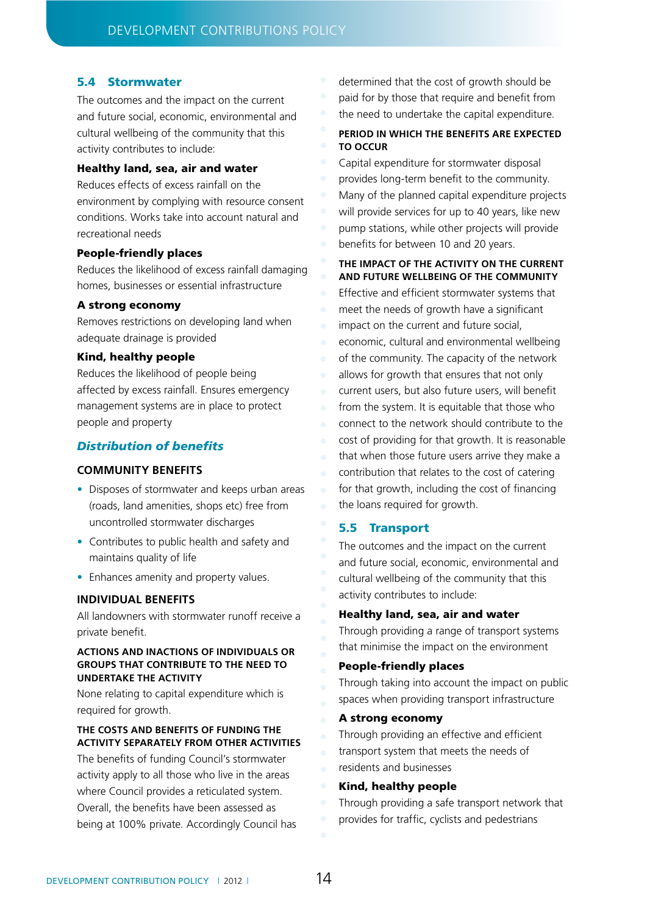## 5.4 Stormwater

The outcomes and the impact on the current and future social, economic, environmental and cultural wellbeing of the community that this activity contributes to include:

**Healthy land, sea, air and water**

Reduces effects of excess rainfall on the environment by complying with resource consent conditions. Works take into account natural and recreational needs

**People-friendly places**

Reduces the likelihood of excess rainfall damaging homes, businesses or essential infrastructure

**A strong economy**

Removes restrictions on developing land when adequate drainage is provided

**Kind, healthy people**

Reduces the likelihood of people being affected by excess rainfall. Ensures emergency management systems are in place to protect people and property

### *Distribution of benefits*

#### COMMUNITY BENEFITS

- Disposes of stormwater and keeps urban areas (roads, land amenities, shops etc) free from uncontrolled stormwater discharges
- Contributes to public health and safety and maintains quality of life
- Enhances amenity and property values.

#### INDIVIDUAL BENEFITS

All landowners with stormwater runoff receive a private benefit.

#### ACTIONS AND INACTIONS OF INDIVIDUALS OR GROUPS THAT CONTRIBUTE TO THE NEED TO UNDERTAKE THE ACTIVITY

None relating to capital expenditure which is required for growth.

#### THE COSTS AND BENEFITS OF FUNDING THE ACTIVITY SEPARATELY FROM OTHER ACTIVITIES

The benefits of funding Council's stormwater activity apply to all those who live in the areas where Council provides a reticulated system. Overall, the benefits have been assessed as being at 100% private. Accordingly Council has determined that the cost of growth should be paid for by those that require and benefit from the need to undertake the capital expenditure.

#### PERIOD IN WHICH THE BENEFITS ARE EXPECTED TO OCCUR

Capital expenditure for stormwater disposal provides long-term benefit to the community. Many of the planned capital expenditure projects will provide services for up to 40 years, like new pump stations, while other projects will provide benefits for between 10 and 20 years.

#### THE IMPACT OF THE ACTIVITY ON THE CURRENT AND FUTURE WELLBEING OF THE COMMUNITY

Effective and efficient stormwater systems that meet the needs of growth have a significant impact on the current and future social, economic, cultural and environmental wellbeing of the community. The capacity of the network allows for growth that ensures that not only current users, but also future users, will benefit from the system. It is equitable that those who connect to the network should contribute to the cost of providing for that growth. It is reasonable that when those future users arrive they make a contribution that relates to the cost of catering for that growth, including the cost of financing the loans required for growth.

## 5.5 Transport

The outcomes and the impact on the current and future social, economic, environmental and cultural wellbeing of the community that this activity contributes to include:

**Healthy land, sea, air and water**

Through providing a range of transport systems that minimise the impact on the environment

**People-friendly places**

Through taking into account the impact on public spaces when providing transport infrastructure

**A strong economy**

Through providing an effective and efficient transport system that meets the needs of residents and businesses

**Kind, healthy people**

Through providing a safe transport network that provides for traffic, cyclists and pedestrians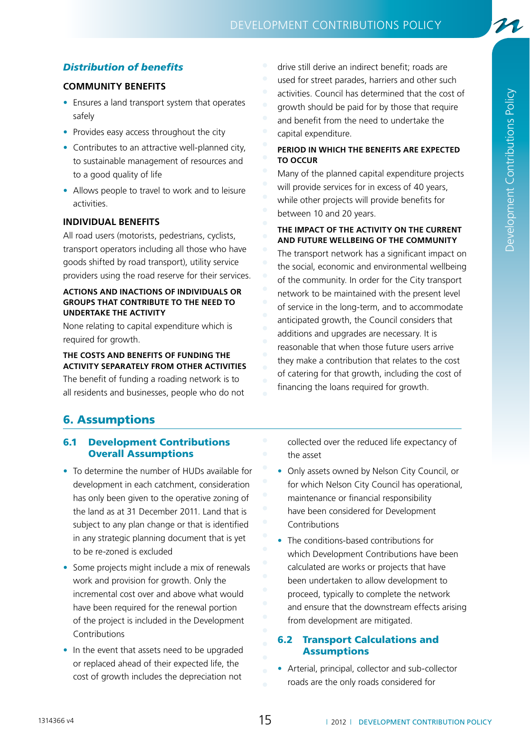### *Distribution of benefits*

#### COMMUNITY BENEFITS

- Ensures a land transport system that operates safely
- Provides easy access throughout the city
- Contributes to an attractive well-planned city, to sustainable management of resources and to a good quality of life
- Allows people to travel to work and to leisure activities.

#### INDIVIDUAL BENEFITS

All road users (motorists, pedestrians, cyclists, transport operators including all those who have goods shifted by road transport), utility service providers using the road reserve for their services.

#### ACTIONS AND INACTIONS OF INDIVIDUALS OR GROUPS THAT CONTRIBUTE TO THE NEED TO UNDERTAKE THE ACTIVITY

None relating to capital expenditure which is required for growth.

#### THE COSTS AND BENEFITS OF FUNDING THE ACTIVITY SEPARATELY FROM OTHER ACTIVITIES

The benefit of funding a roading network is to all residents and businesses, people who do not drive still derive an indirect benefit; roads are used for street parades, harriers and other such activities. Council has determined that the cost of growth should be paid for by those that require and benefit from the need to undertake the capital expenditure.

#### PERIOD IN WHICH THE BENEFITS ARE EXPECTED TO OCCUR

Many of the planned capital expenditure projects will provide services for in excess of 40 years, while other projects will provide benefits for between 10 and 20 years.

#### THE IMPACT OF THE ACTIVITY ON THE CURRENT AND FUTURE WELLBEING OF THE COMMUNITY

The transport network has a significant impact on the social, economic and environmental wellbeing of the community. In order for the City transport network to be maintained with the present level of service in the long-term, and to accommodate anticipated growth, the Council considers that additions and upgrades are necessary. It is reasonable that when those future users arrive they make a contribution that relates to the cost of catering for that growth, including the cost of financing the loans required for growth.

## 6. Assumptions

### 6.1 Development Contributions Overall Assumptions

- To determine the number of HUDs available for development in each catchment, consideration has only been given to the operative zoning of the land as at 31 December 2011. Land that is subject to any plan change or that is identified in any strategic planning document that is yet to be re-zoned is excluded
- Some projects might include a mix of renewals work and provision for growth. Only the incremental cost over and above what would have been required for the renewal portion of the project is included in the Development Contributions
- In the event that assets need to be upgraded or replaced ahead of their expected life, the cost of growth includes the depreciation not collected over the reduced life expectancy of the asset
- Only assets owned by Nelson City Council, or for which Nelson City Council has operational, maintenance or financial responsibility have been considered for Development Contributions
- The conditions-based contributions for which Development Contributions have been calculated are works or projects that have been undertaken to allow development to proceed, typically to complete the network and ensure that the downstream effects arising from development are mitigated.

### 6.2 Transport Calculations and Assumptions

- Arterial, principal, collector and sub-collector roads are the only roads considered for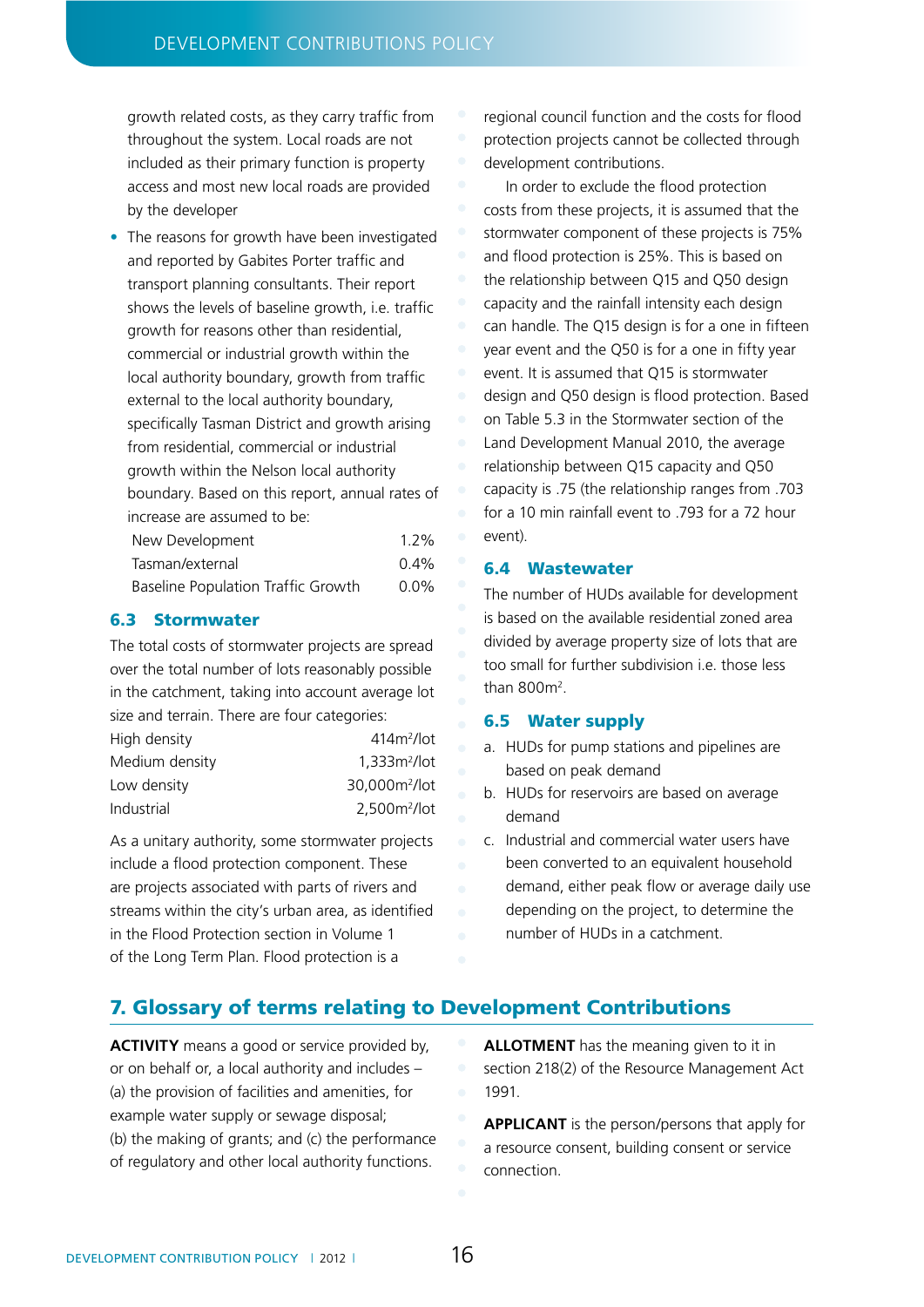growth related costs, as they carry traffic from throughout the system. Local roads are not included as their primary function is property access and most new local roads are provided by the developer

- The reasons for growth have been investigated and reported by Gabites Porter traffic and transport planning consultants. Their report shows the levels of baseline growth, i.e. traffic growth for reasons other than residential, commercial or industrial growth within the local authority boundary, growth from traffic external to the local authority boundary, specifically Tasman District and growth arising from residential, commercial or industrial growth within the Nelson local authority boundary. Based on this report, annual rates of increase are assumed to be:

| | |
|---|---|
| New Development | 1.2% |
| Tasman/external | 0.4% |
| Baseline Population Traffic Growth | 0.0% |

### 6.3 Stormwater

The total costs of stormwater projects are spread over the total number of lots reasonably possible in the catchment, taking into account average lot size and terrain. There are four categories:

| | |
|---|---|
| High density | 414m²/lot |
| Medium density | 1,333m²/lot |
| Low density | 30,000m²/lot |
| Industrial | 2,500m²/lot |

As a unitary authority, some stormwater projects include a flood protection component. These are projects associated with parts of rivers and streams within the city's urban area, as identified in the Flood Protection section in Volume 1 of the Long Term Plan. Flood protection is a regional council function and the costs for flood protection projects cannot be collected through development contributions.

In order to exclude the flood protection costs from these projects, it is assumed that the stormwater component of these projects is 75% and flood protection is 25%. This is based on the relationship between Q15 and Q50 design capacity and the rainfall intensity each design can handle. The Q15 design is for a one in fifteen year event and the Q50 is for a one in fifty year event. It is assumed that Q15 is stormwater design and Q50 design is flood protection. Based on Table 5.3 in the Stormwater section of the Land Development Manual 2010, the average relationship between Q15 capacity and Q50 capacity is .75 (the relationship ranges from .703 for a 10 min rainfall event to .793 for a 72 hour event).

### 6.4 Wastewater

The number of HUDs available for development is based on the available residential zoned area divided by average property size of lots that are too small for further subdivision i.e. those less than 800m².

### 6.5 Water supply

a. HUDs for pump stations and pipelines are based on peak demand

b. HUDs for reservoirs are based on average demand

c. Industrial and commercial water users have been converted to an equivalent household demand, either peak flow or average daily use depending on the project, to determine the number of HUDs in a catchment.

## 7. Glossary of terms relating to Development Contributions

**ACTIVITY** means a good or service provided by, or on behalf or, a local authority and includes – (a) the provision of facilities and amenities, for example water supply or sewage disposal; (b) the making of grants; and (c) the performance of regulatory and other local authority functions.

**ALLOTMENT** has the meaning given to it in section 218(2) of the Resource Management Act 1991.

**APPLICANT** is the person/persons that apply for a resource consent, building consent or service connection.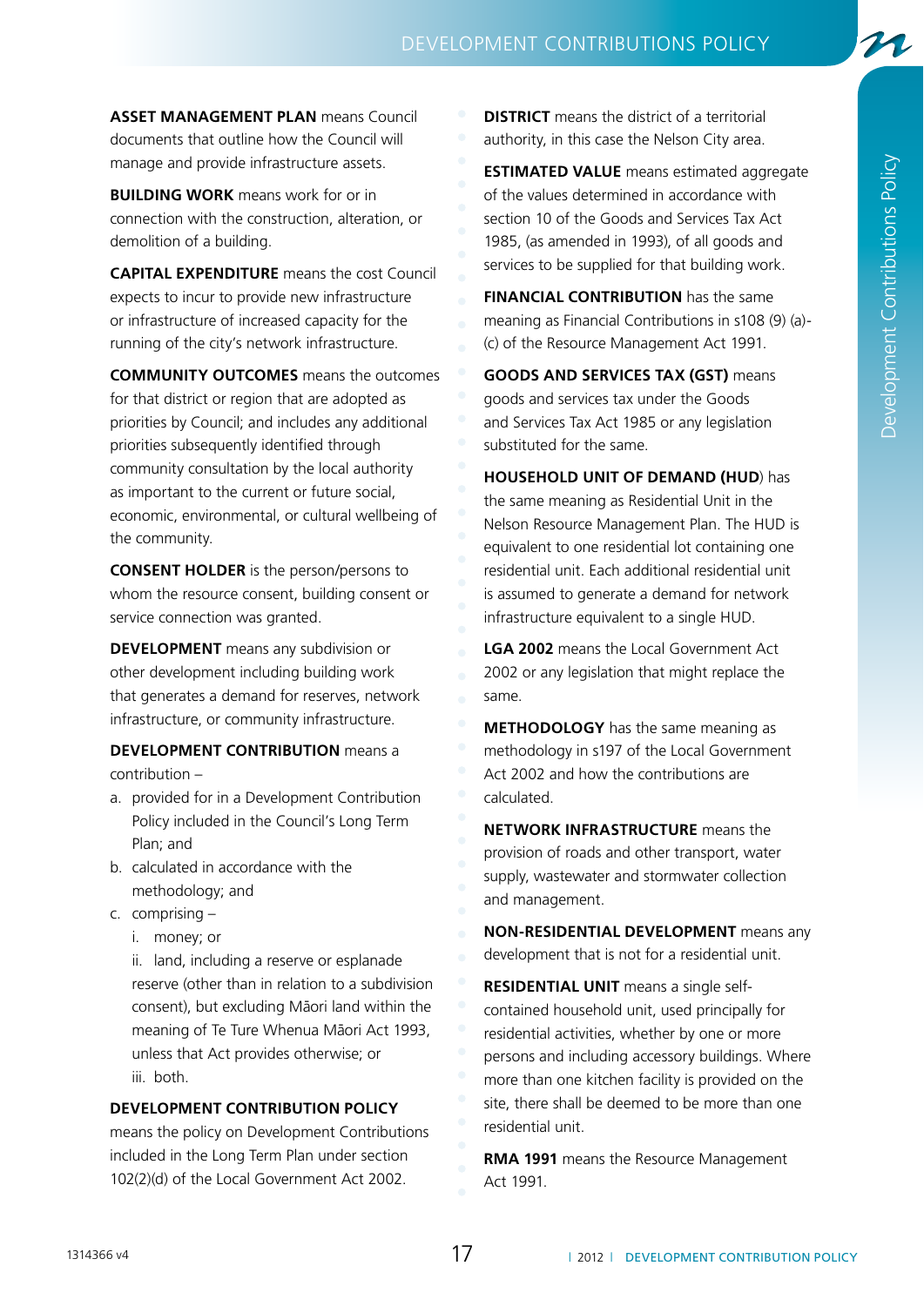**ASSET MANAGEMENT PLAN** means Council documents that outline how the Council will manage and provide infrastructure assets.

**BUILDING WORK** means work for or in connection with the construction, alteration, or demolition of a building.

**CAPITAL EXPENDITURE** means the cost Council expects to incur to provide new infrastructure or infrastructure of increased capacity for the running of the city's network infrastructure.

**COMMUNITY OUTCOMES** means the outcomes for that district or region that are adopted as priorities by Council; and includes any additional priorities subsequently identified through community consultation by the local authority as important to the current or future social, economic, environmental, or cultural wellbeing of the community.

**CONSENT HOLDER** is the person/persons to whom the resource consent, building consent or service connection was granted.

**DEVELOPMENT** means any subdivision or other development including building work that generates a demand for reserves, network infrastructure, or community infrastructure.

**DEVELOPMENT CONTRIBUTION** means a contribution –

a. provided for in a Development Contribution Policy included in the Council's Long Term Plan; and
b. calculated in accordance with the methodology; and
c. comprising –
    i. money; or
    ii. land, including a reserve or esplanade reserve (other than in relation to a subdivision consent), but excluding Māori land within the meaning of Te Ture Whenua Māori Act 1993, unless that Act provides otherwise; or
    iii. both.

**DEVELOPMENT CONTRIBUTION POLICY** means the policy on Development Contributions included in the Long Term Plan under section 102(2)(d) of the Local Government Act 2002.

**DISTRICT** means the district of a territorial authority, in this case the Nelson City area.

**ESTIMATED VALUE** means estimated aggregate of the values determined in accordance with section 10 of the Goods and Services Tax Act 1985, (as amended in 1993), of all goods and services to be supplied for that building work.

**FINANCIAL CONTRIBUTION** has the same meaning as Financial Contributions in s108 (9) (a)-(c) of the Resource Management Act 1991.

**GOODS AND SERVICES TAX (GST)** means goods and services tax under the Goods and Services Tax Act 1985 or any legislation substituted for the same.

**HOUSEHOLD UNIT OF DEMAND (HUD)** has the same meaning as Residential Unit in the Nelson Resource Management Plan. The HUD is equivalent to one residential lot containing one residential unit. Each additional residential unit is assumed to generate a demand for network infrastructure equivalent to a single HUD.

**LGA 2002** means the Local Government Act 2002 or any legislation that might replace the same.

**METHODOLOGY** has the same meaning as methodology in s197 of the Local Government Act 2002 and how the contributions are calculated.

**NETWORK INFRASTRUCTURE** means the provision of roads and other transport, water supply, wastewater and stormwater collection and management.

**NON-RESIDENTIAL DEVELOPMENT** means any development that is not for a residential unit.

**RESIDENTIAL UNIT** means a single self-contained household unit, used principally for residential activities, whether by one or more persons and including accessory buildings. Where more than one kitchen facility is provided on the site, there shall be deemed to be more than one residential unit.

**RMA 1991** means the Resource Management Act 1991.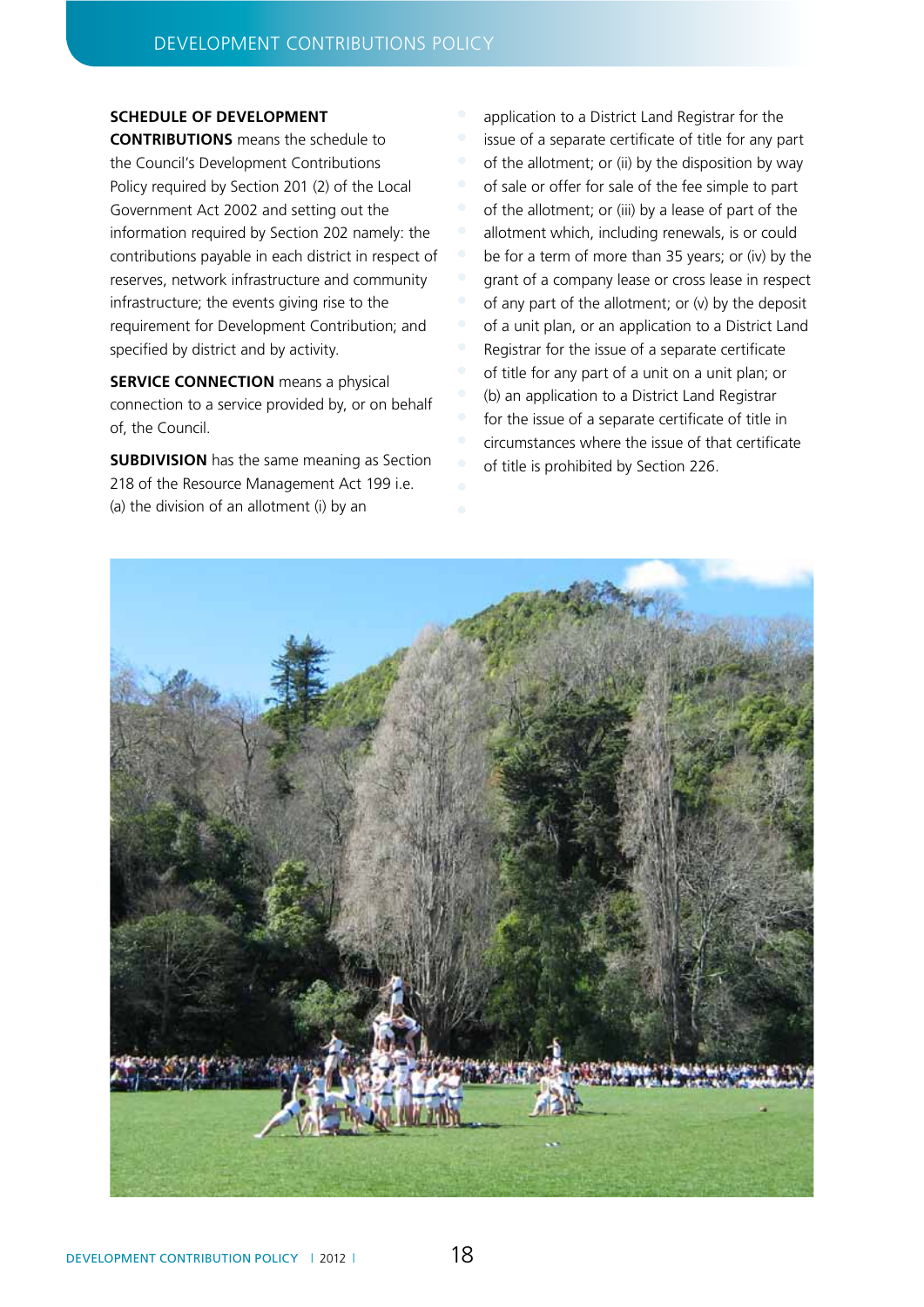**SCHEDULE OF DEVELOPMENT CONTRIBUTIONS** means the schedule to the Council's Development Contributions Policy required by Section 201 (2) of the Local Government Act 2002 and setting out the information required by Section 202 namely: the contributions payable in each district in respect of reserves, network infrastructure and community infrastructure; the events giving rise to the requirement for Development Contribution; and specified by district and by activity.

**SERVICE CONNECTION** means a physical connection to a service provided by, or on behalf of, the Council.

**SUBDIVISION** has the same meaning as Section 218 of the Resource Management Act 199 i.e. (a) the division of an allotment (i) by an application to a District Land Registrar for the issue of a separate certificate of title for any part of the allotment; or (ii) by the disposition by way of sale or offer for sale of the fee simple to part of the allotment; or (iii) by a lease of part of the allotment which, including renewals, is or could be for a term of more than 35 years; or (iv) by the grant of a company lease or cross lease in respect of any part of the allotment; or (v) by the deposit of a unit plan, or an application to a District Land Registrar for the issue of a separate certificate of title for any part of a unit on a unit plan; or (b) an application to a District Land Registrar for the issue of a separate certificate of title in circumstances where the issue of that certificate of title is prohibited by Section 226.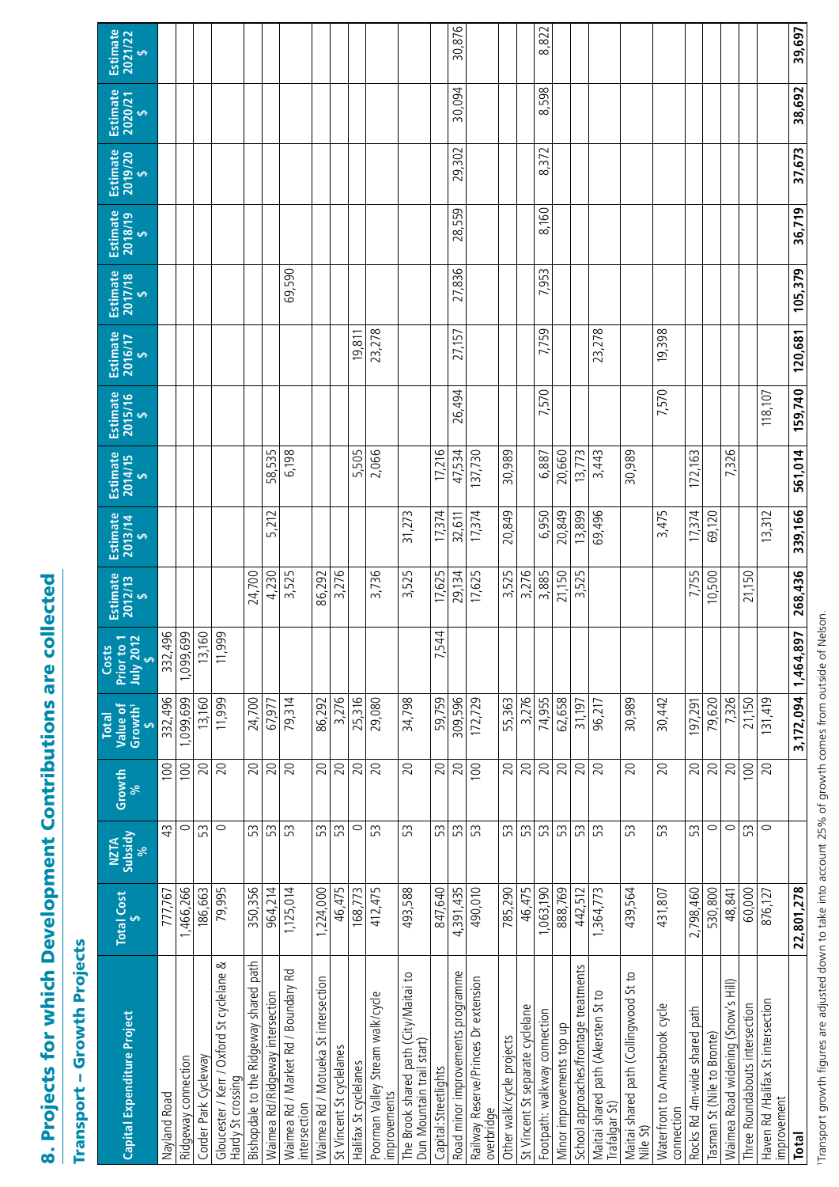# 8. Projects for which Development Contributions are collected

## Transport – Growth Projects

| Capital Expenditure Project | Total Cost $ | NZTA Subsidy % | Growth % | Total Value of Growth[1] $ | Costs Prior to 1 July 2012 $ | Estimate 2012/13 $ | Estimate 2013/14 $ | Estimate 2014/15 $ | Estimate 2015/16 $ | Estimate 2016/17 $ | Estimate 2017/18 $ | Estimate 2018/19 $ | Estimate 2019/20 $ | Estimate 2020/21 $ | Estimate 2021/22 $ |
|---|---|---|---|---|---|---|---|---|---|---|---|---|---|---|---|
| Nayland Road | 777,767 | 43 | 100 | 332,496 | 332,496 | | | | | | | | | | |
| Ridgeway connection | 1,466,266 | 0 | 100 | 1,099,699 | 1,099,699 | | | | | | | | | | |
| Corder Park Cycleway | 186,663 | 53 | 20 | 13,160 | 13,160 | | | | | | | | | | |
| Gloucester / Kerr / Oxford St cyclelane & Hardy St crossing | 79,995 | 0 | 20 | 11,999 | 11,999 | | | | | | | | | | |
| Bishopdale to the Ridgeway shared path | 350,356 | 53 | 20 | 24,700 | | 24,700 | | | | | | | | | |
| Waimea Rd/Ridgeway intersection | 964,214 | 53 | 20 | 67,977 | | 4,230 | 5,212 | 58,535 | | | | | | | |
| Waimea Rd / Market Rd / Boundary Rd intersection | 1,125,014 | 53 | 20 | 79,314 | | 3,525 | | 6,198 | | | 69,590 | | | | |
| Waimea Rd / Motueka St intersection | 1,224,000 | 53 | 20 | 86,292 | | 86,292 | | | | | | | | | |
| St Vincent St cyclelanes | 46,475 | 53 | 20 | 3,276 | | 3,276 | | | | | | | | | |
| Halifax St cyclelanes | 168,773 | 0 | 20 | 25,316 | | | | 5,505 | | 19,811 | | | | | |
| Poorman Valley Stream walk/cycle improvements | 412,475 | 53 | 20 | 29,080 | | 3,736 | | 2,066 | | 23,278 | | | | | |
| The Brook shared path (City/Maitai to Dun Mountain trail start) | 493,588 | 53 | 20 | 34,798 | | 3,525 | 31,273 | | | | | | | | |
| Capital:Streetlights | 847,640 | 53 | 20 | 59,759 | 7,544 | 17,625 | 17,374 | 17,216 | | | | | | | |
| Road minor improvements programme | 4,391,435 | 53 | 20 | 309,596 | | 29,134 | 32,611 | 47,534 | 26,494 | 27,157 | 27,836 | 28,559 | 29,302 | 30,094 | 30,876 |
| Railway Reserve/Princes Dr extension overbridge | 490,010 | 53 | 100 | 172,729 | | 17,625 | 17,374 | 137,730 | | | | | | | |
| Other walk/cycle projects | 785,290 | 53 | 20 | 55,363 | | 3,525 | 20,849 | 30,989 | | | | | | | |
| St Vincent St separate cyclelane | 46,475 | 53 | 20 | 3,276 | | 3,276 | | | | | | | | | |
| Footpath: walkway connection | 1,063,190 | 53 | 20 | 74,955 | | 3,885 | 6,950 | 6,887 | 7,570 | 7,759 | 7,953 | 8,160 | 8,372 | 8,598 | 8,822 |
| Minor improvements top up | 888,769 | 53 | 20 | 62,658 | | 21,150 | 20,849 | 20,660 | | | | | | | |
| School approaches/frontage treatments | 442,512 | 53 | 20 | 31,197 | | 3,525 | 13,899 | 13,773 | | | | | | | |
| Maitai shared path (Akersten St to Trafalgar St) | 1,364,773 | 53 | 20 | 96,217 | | | 69,496 | 3,443 | | 23,278 | | | | | |
| Maitai shared path (Collingwood St to Nile St) | 439,564 | 53 | 20 | 30,989 | | | | 30,989 | | | | | | | |
| Waterfront to Annesbrook cycle connection | 431,807 | 53 | 20 | 30,442 | | | 3,475 | | 7,570 | 19,398 | | | | | |
| Rocks Rd 4m-wide shared path | 2,798,460 | 53 | 20 | 197,291 | | 7,755 | 17,374 | 172,163 | | | | | | | |
| Tasman St (Nile to Bronte) | 530,800 | 0 | 20 | 79,620 | | 10,500 | 69,120 | | | | | | | | |
| Waimea Road widening (Snow's Hill) | 48,841 | 0 | 20 | 7,326 | | | | 7,326 | | | | | | | |
| Three Roundabouts intersection | 60,000 | 53 | 100 | 21,150 | | 21,150 | | | | | | | | | |
| Haven Rd / Halifax St intersection improvement | 876,127 | 0 | 20 | 131,419 | | | 13,312 | | 118,107 | | | | | | |
| **Total** | **22,801,278** | | | **3,172,094** | **1,464,897** | **268,436** | **339,166** | **561,014** | **159,740** | **120,681** | **105,379** | **36,719** | **37,673** | **38,692** | **39,697** |

[1]Transport growth figures are adjusted down to take into account 25% of growth comes from outside of Nelson.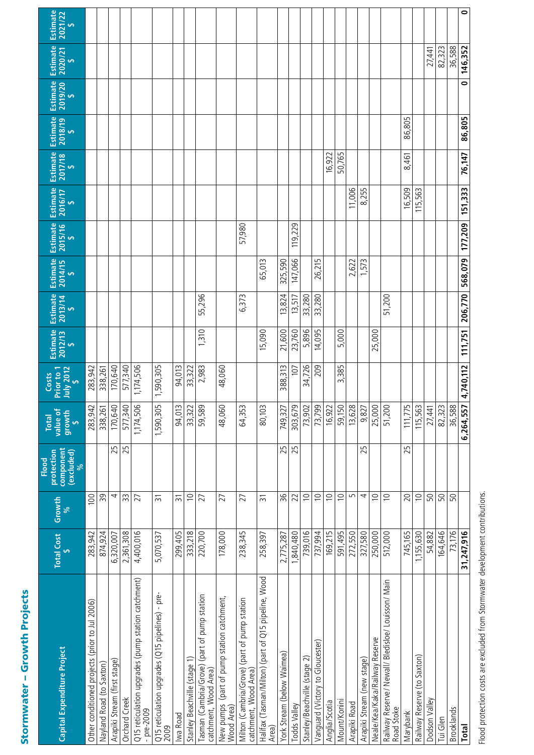# Stormwater – Growth Projects

| Capital Expenditure Project | Total Cost $ | Growth % | Flood protection component (excluded) % | Total value of growth $ | Costs Prior to 1 July 2012 $ | Estimate 2012/13 $ | Estimate 2013/14 $ | Estimate 2014/15 $ | Estimate 2015/16 $ | Estimate 2016/17 $ | Estimate 2017/18 $ | Estimate 2018/19 $ | Estimate 2019/20 $ | Estimate 2020/21 $ | Estimate 2021/22 $ |
|---|---|---|---|---|---|---|---|---|---|---|---|---|---|---|---|
| Other conditioned projects (prior to Jul 2006) | 283,942 | 100 | | 283,942 | 283,942 | | | | | | | | | | |
| Nayland Road (to Saxton) | 874,924 | 39 | | 338,261 | 338,261 | | | | | | | | | | |
| Arapiki Stream (first stage) | 6,320,007 | 4 | 25 | 170,640 | 170,640 | | | | | | | | | | |
| Orchard Creek | 2,361,308 | 33 | 25 | 577,340 | 577,340 | | | | | | | | | | |
| Q15 reticulation upgrades (pump station catchment) - pre-2009 | 4,400,016 | 27 | | 1,174,506 | 1,174,506 | | | | | | | | | | |
| Q15 reticulation upgrades (Q15 pipelines) - pre-2009 | 5,070,537 | 31 | | 1,590,305 | 1,590,305 | | | | | | | | | | |
| Iwa Road | 299,405 | 31 | | 94,013 | 94,013 | | | | | | | | | | |
| Stanley Beachville (stage 1) | 333,218 | 10 | | 33,322 | 33,322 | | | | | | | | | | |
| Tasman (Cambria/Grove) (part of pump station catchment, Wood Area) | 220,700 | 27 | | 59,589 | 2,983 | 1,310 | 55,296 | | | | | | | | |
| New pumps (part of pump station catchment, Wood Area) | 178,000 | 27 | | 48,060 | 48,060 | | | | | | | | | | |
| Milton (Cambria/Grove) (part of pump station catchment, Wood Area) | 238,345 | 27 | | 64,353 | | | 6,373 | | 57,980 | | | | | | |
| Halifax (Tasman/Milton) (part of Q15 pipeline, Wood Area) | 258,397 | 31 | | 80,103 | | 15,090 | | 65,013 | | | | | | | |
| York Stream (below Waimea) | 2,775,287 | 36 | 25 | 749,327 | 388,313 | 21,600 | 13,824 | 325,590 | | | | | | | |
| Todds Valley | 1,840,480 | 22 | 25 | 303,679 | 107 | 23,760 | 13,517 | 147,066 | 119,229 | | | | | | |
| Stanley/Beachville (stage 2) | 739,016 | 10 | | 73,902 | 34,726 | 5,896 | 33,280 | | | | | | | | |
| Vanguard (Victory to Gloucester) | 737,994 | 10 | | 73,799 | 209 | 14,095 | 33,280 | 26,215 | | | | | | | |
| Anglia/Scotia | 169,215 | 10 | | 16,922 | | | | | | | 16,922 | | | | |
| Mount/Konini | 591,495 | 10 | | 59,150 | 3,385 | 5,000 | | | | | 50,765 | | | | |
| Arapiki Road | 272,550 | 5 | | 13,628 | | | | 2,622 | | 11,006 | | | | | |
| Arapiki Stream (new stage) | 327,580 | 4 | 25 | 9,827 | | | | 1,573 | | 8,255 | | | | | |
| Neale/Keal/Kaka/Railway Reserve | 250,000 | 10 | | 25,000 | | 25,000 | | | | | | | | | |
| Railway Reserve/ Newall/ Bledisloe/ Louisson/ Main Road Stoke | 512,000 | 10 | | 51,200 | | | 51,200 | | | | | | | | |
| Marybank | 745,165 | 20 | 25 | 111,775 | | | | | | 16,509 | 8,461 | 86,805 | | | |
| Railway Reserve (to Saxton) | 1,155,630 | 10 | | 115,563 | | | | | | 115,563 | | | | | |
| Dodson Valley | 54,882 | 50 | | 27,441 | | | | | | | | | | 27,441 | |
| Tui Glen | 164,646 | 50 | | 82,323 | | | | | | | | | | 82,323 | |
| Brooklands | 73,176 | 50 | | 36,588 | | | | | | | | | | 36,588 | |
| **Total** | **31,247,916** | | | **6,264,557** | **4,740,112** | **111,751** | **206,770** | **568,079** | **177,209** | **151,333** | **76,147** | **86,805** | **0** | **146,352** | **0** |

Flood protection costs are excluded from Stormwater development contributions.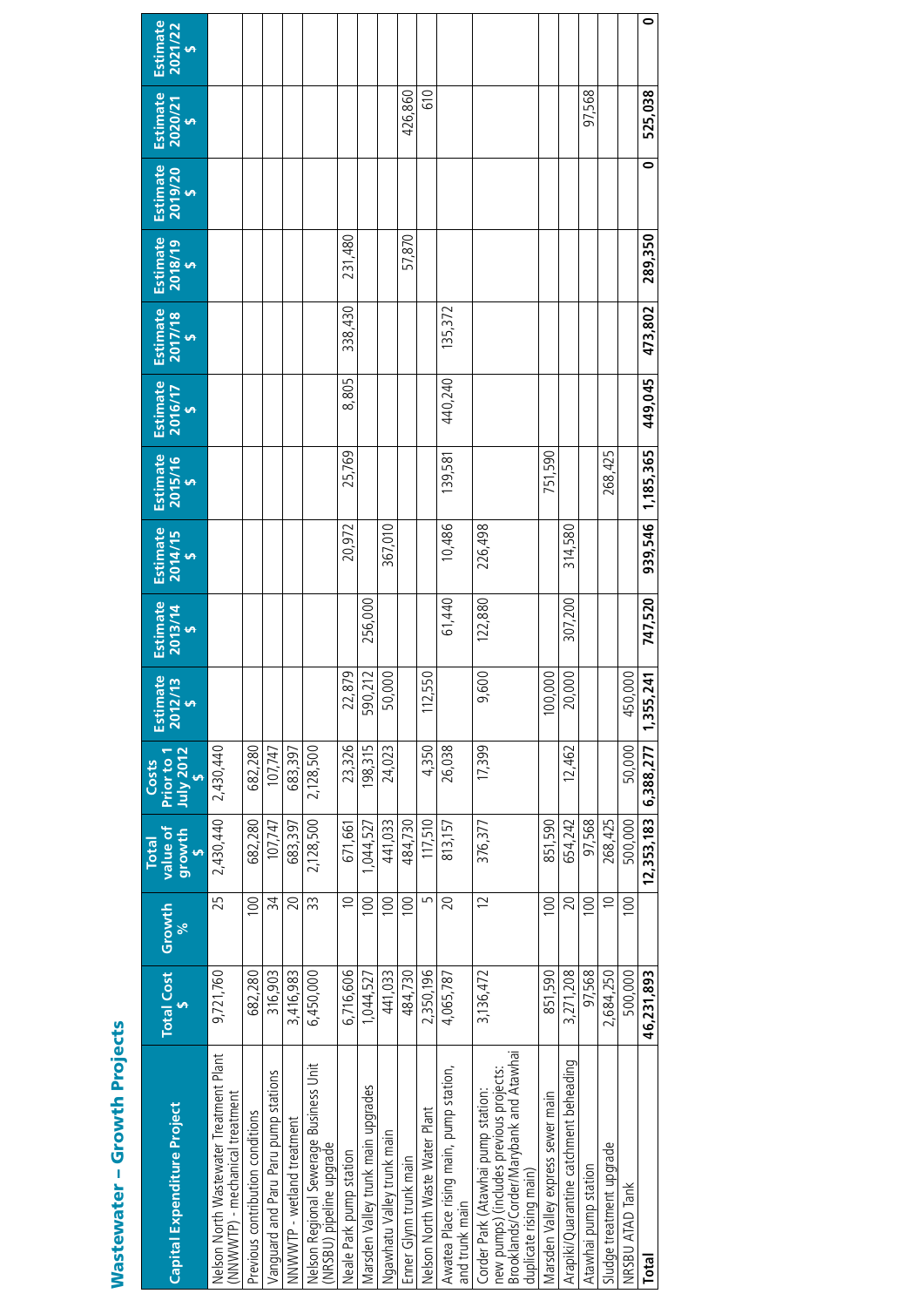## Wastewater – Growth Projects

| Capital Expenditure Project | Total Cost $ | Growth % | Total value of growth $ | Costs Prior to 1 July 2012 $ | Estimate 2012/13 $ | Estimate 2013/14 $ | Estimate 2014/15 $ | Estimate 2015/16 $ | Estimate 2016/17 $ | Estimate 2017/18 $ | Estimate 2018/19 $ | Estimate 2019/20 $ | Estimate 2020/21 $ | Estimate 2021/22 $ |
|---|---|---|---|---|---|---|---|---|---|---|---|---|---|---|
| Nelson North Wastewater Treatment Plant (NNWWTP) - mechanical treatment | 9,721,760 | 25 | 2,430,440 | 2,430,440 | | | | | | | | | | |
| Previous contribution conditions | 682,280 | 100 | 682,280 | 682,280 | | | | | | | | | | |
| Vanguard and Paru Paru pump stations | 316,903 | 34 | 107,747 | 107,747 | | | | | | | | | | |
| NNWWTP - wetland treatment | 3,416,983 | 20 | 683,397 | 683,397 | | | | | | | | | | |
| Nelson Regional Sewerage Business Unit (NRSBU) pipeline upgrade | 6,450,000 | 33 | 2,128,500 | 2,128,500 | | | | | | | | | | |
| Neale Park pump station | 6,716,606 | 10 | 671,661 | 23,326 | 22,879 | | 20,972 | 25,769 | 8,805 | 338,430 | 231,480 | | | |
| Marsden Valley trunk main upgrades | 1,044,527 | 100 | 1,044,527 | 198,315 | 590,212 | 256,000 | | | | | | | | |
| Ngawhatu Valley trunk main | 441,033 | 100 | 441,033 | 24,023 | 50,000 | | 367,010 | | | | | | | |
| Enner Glynn trunk main | 484,730 | 100 | 484,730 | | | | | | | | 57,870 | | 426,860 | |
| Nelson North Waste Water Plant | 2,350,196 | 5 | 117,510 | 4,350 | 112,550 | | | | | | | | 610 | |
| Awatea Place rising main, pump station, and trunk main | 4,065,787 | 20 | 813,157 | 26,038 | | 61,440 | 10,486 | 139,581 | 440,240 | 135,372 | | | | |
| Corder Park (Atawhai pump station: new pumps) (includes previous projects: Brooklands/Corder/Marybank and Atawhai duplicate rising main) | 3,136,472 | 12 | 376,377 | 17,399 | 9,600 | 122,880 | 226,498 | | | | | | | |
| Marsden Valley express sewer main | 851,590 | 100 | 851,590 | | 100,000 | | | 751,590 | | | | | | |
| Arapiki/Quarantine catchment beheading | 3,271,208 | 20 | 654,242 | 12,462 | 20,000 | 307,200 | 314,580 | | | | | | | |
| Atawhai pump station | 97,568 | 100 | 97,568 | | | | | | | | | | 97,568 | |
| Sludge treatment upgrade | 2,684,250 | 10 | 268,425 | | | | | 268,425 | | | | | | |
| NRSBU ATAD Tank | 500,000 | 100 | 500,000 | 50,000 | 450,000 | | | | | | | | | |
| **Total** | **46,231,893** | | **12,353,183** | **6,388,277** | **1,355,241** | **747,520** | **939,546** | **1,185,365** | **449,045** | **473,802** | **289,350** | **0** | **525,038** | **0** |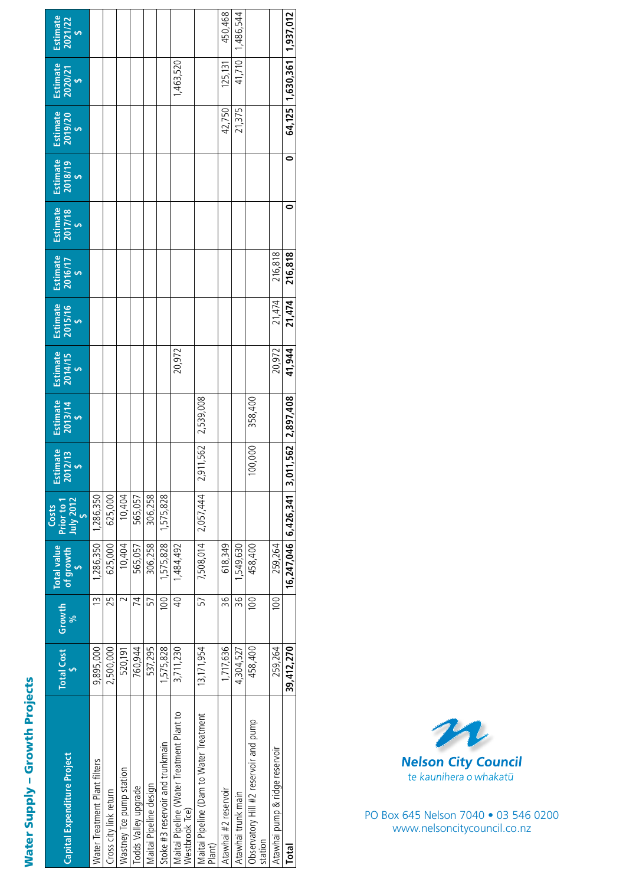# Water Supply – Growth Projects

| Capital Expenditure Project | Total Cost $ | Growth % | Total value of growth $ | Costs Prior to 1 July 2012 $ | Estimate 2012/13 $ | Estimate 2013/14 $ | Estimate 2014/15 $ | Estimate 2015/16 $ | Estimate 2016/17 $ | Estimate 2017/18 $ | Estimate 2018/19 $ | Estimate 2019/20 $ | Estimate 2020/21 $ | Estimate 2021/22 $ |
|---|---|---|---|---|---|---|---|---|---|---|---|---|---|---|
| Water Treatment Plant filters | 9,895,000 | 13 | 1,286,350 | 1,286,350 | | | | | | | | | | |
| Cross city link return | 2,500,000 | 25 | 625,000 | 625,000 | | | | | | | | | | |
| Wastney Tce pump station | 520,191 | 2 | 10,404 | 10,404 | | | | | | | | | | |
| Todds Valley upgrade | 760,944 | 74 | 565,057 | 565,057 | | | | | | | | | | |
| Maitai Pipeline design | 537,295 | 57 | 306,258 | 306,258 | | | | | | | | | | |
| Stoke #3 reservoir and trunkmain | 1,575,828 | 100 | 1,575,828 | 1,575,828 | | | | | | | | | | |
| Maitai Pipeline (Water Treatment Plant to Westbrook Tce) | 3,711,230 | 40 | 1,484,492 | | | | 20,972 | | | | | | 1,463,520 | |
| Maitai Pipeline (Dam to Water Treatment Plant) | 13,171,954 | 57 | 7,508,014 | 2,057,444 | 2,911,562 | 2,539,008 | | | | | | | | |
| Atawhai #2 reservoir | 1,717,636 | 36 | 618,349 | | | | | | | | | 42,750 | 125,131 | 450,468 |
| Atawhai trunk main | 4,304,527 | 36 | 1,549,630 | | | | | | | | | 21,375 | 41,710 | 1,486,544 |
| Observatory Hill #2 reservoir and pump station | 458,400 | 100 | 458,400 | | 100,000 | 358,400 | | | | | | | | |
| Atawhai pump & ridge reservoir | 259,264 | 100 | 259,264 | | | | 20,972 | 21,474 | 216,818 | | | | | |
| **Total** | **39,412,270** | | **16,247,046** | **6,426,341** | **3,011,562** | **2,897,408** | **41,944** | **21,474** | **216,818** | **0** | **0** | **64,125** | **1,630,361** | **1,937,012** |

**Nelson City Council**
*te kaunihera o whakatū*

PO Box 645 Nelson 7040 • 03 546 0200
www.nelsoncitycouncil.co.nz